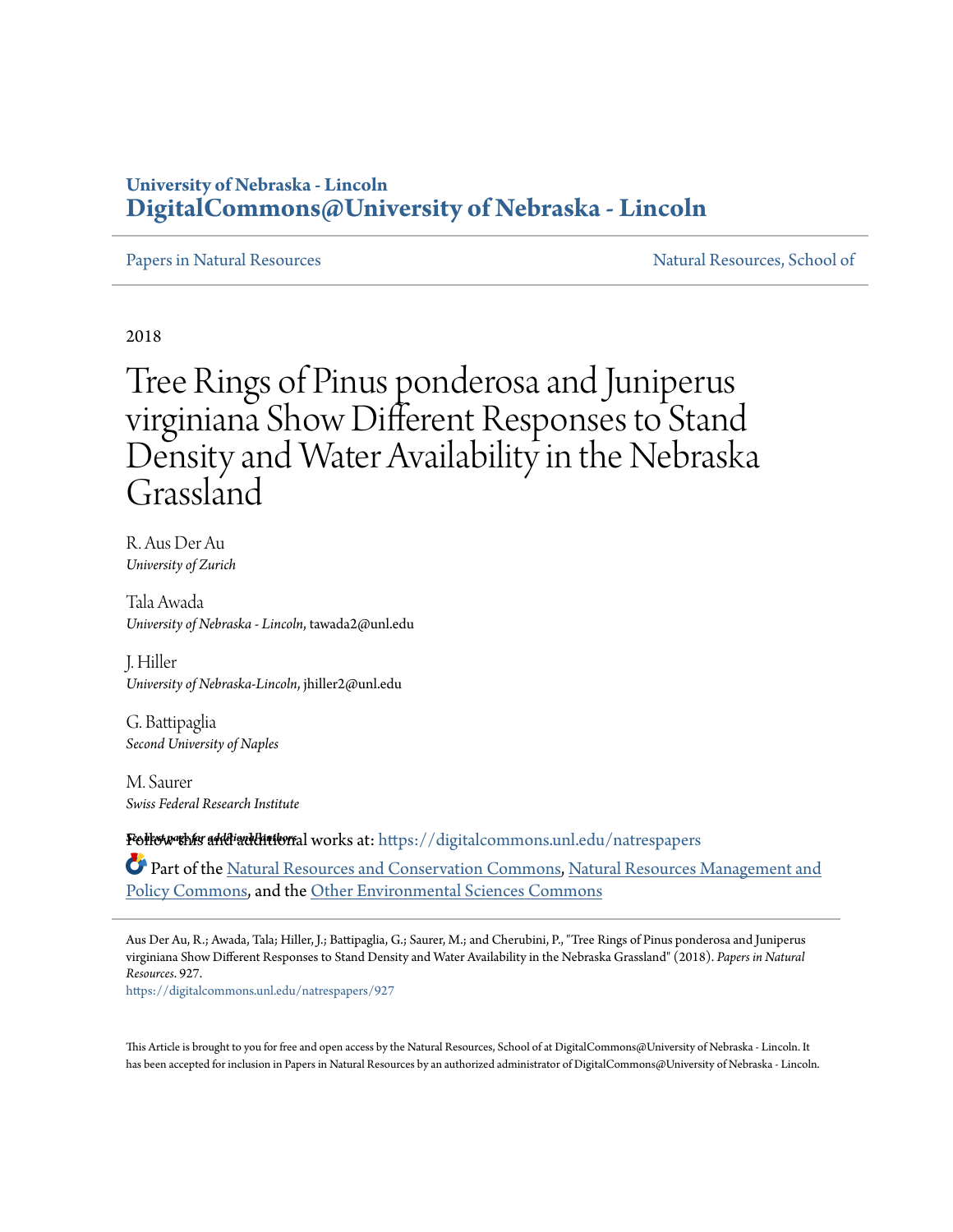University of Nebraska - Lincoln
**DigitalCommons@University of Nebraska - Lincoln**

Papers in Natural Resources | Natural Resources, School of

2018

# Tree Rings of Pinus ponderosa and Juniperus virginiana Show Different Responses to Stand Density and Water Availability in the Nebraska Grassland

R. Aus Der Au
*University of Zurich*

Tala Awada
*University of Nebraska - Lincoln*, tawada2@unl.edu

J. Hiller
*University of Nebraska-Lincoln*, jhiller2@unl.edu

G. Battipaglia
*Second University of Naples*

M. Saurer
*Swiss Federal Research Institute*

See next page for additional authors

Follow this and additional works at: https://digitalcommons.unl.edu/natrespapers

Part of the Natural Resources and Conservation Commons, Natural Resources Management and Policy Commons, and the Other Environmental Sciences Commons

Aus Der Au, R.; Awada, Tala; Hiller, J.; Battipaglia, G.; Saurer, M.; and Cherubini, P., "Tree Rings of Pinus ponderosa and Juniperus virginiana Show Different Responses to Stand Density and Water Availability in the Nebraska Grassland" (2018). *Papers in Natural Resources*. 927.
https://digitalcommons.unl.edu/natrespapers/927

This Article is brought to you for free and open access by the Natural Resources, School of at DigitalCommons@University of Nebraska - Lincoln. It has been accepted for inclusion in Papers in Natural Resources by an authorized administrator of DigitalCommons@University of Nebraska - Lincoln.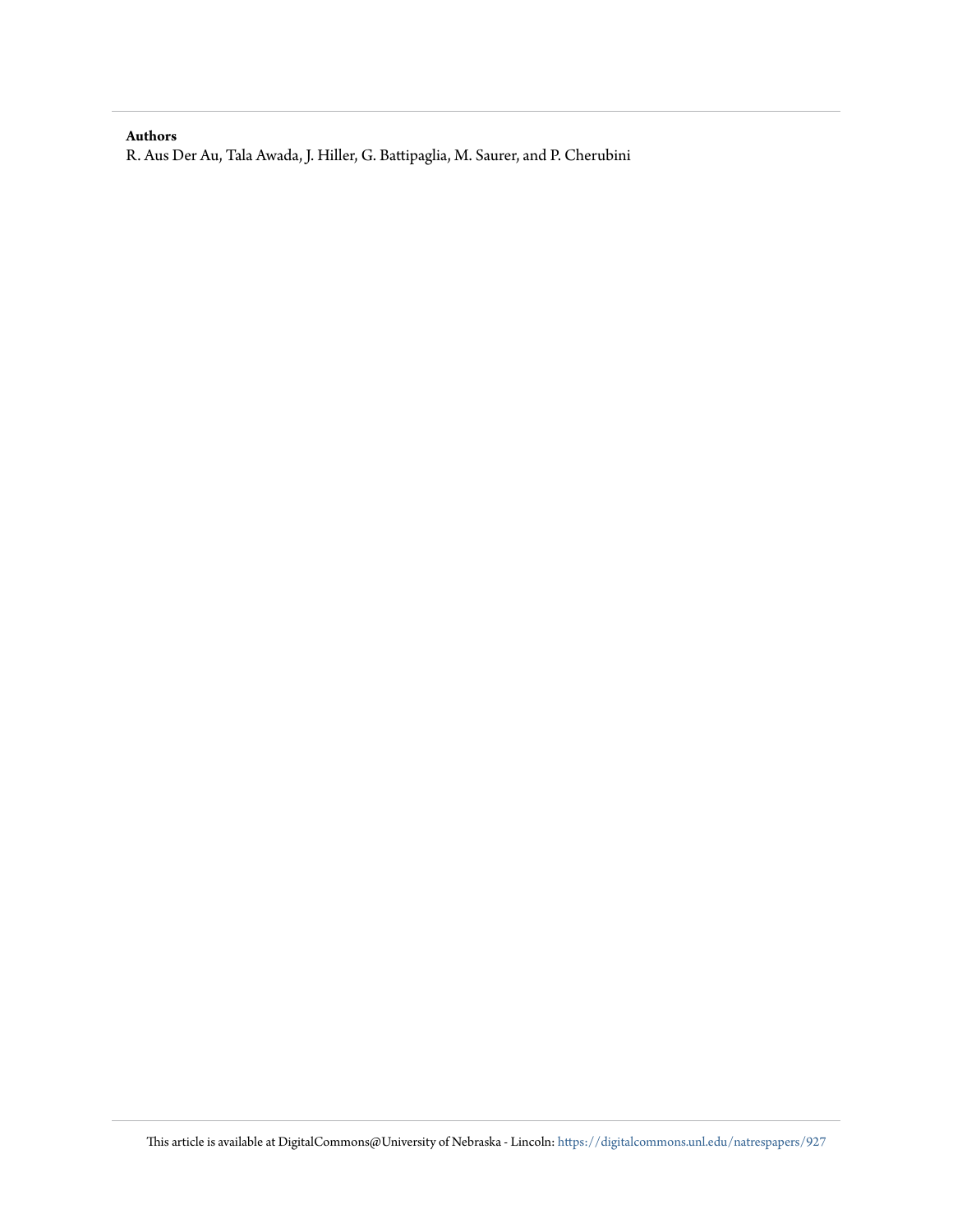**Authors**

R. Aus Der Au, Tala Awada, J. Hiller, G. Battipaglia, M. Saurer, and P. Cherubini

This article is available at DigitalCommons@University of Nebraska - Lincoln: https://digitalcommons.unl.edu/natrespapers/927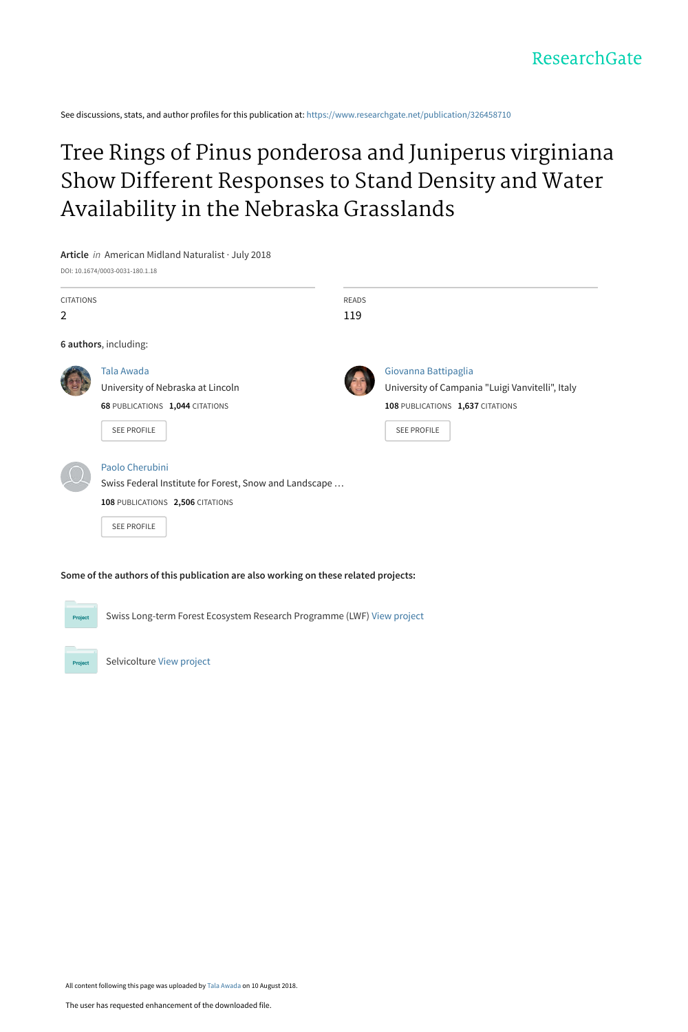See discussions, stats, and author profiles for this publication at: https://www.researchgate.net/publication/326458710

# Tree Rings of Pinus ponderosa and Juniperus virginiana Show Different Responses to Stand Density and Water Availability in the Nebraska Grasslands

**Article** *in* American Midland Naturalist · July 2018

DOI: 10.1674/0003-0031-180.1.18

CITATIONS
2

READS
119

**6 authors**, including:

Tala Awada
University of Nebraska at Lincoln
**68** PUBLICATIONS **1,044** CITATIONS
SEE PROFILE

Giovanna Battipaglia
University of Campania "Luigi Vanvitelli", Italy
**108** PUBLICATIONS **1,637** CITATIONS
SEE PROFILE

Paolo Cherubini
Swiss Federal Institute for Forest, Snow and Landscape …
**108** PUBLICATIONS **2,506** CITATIONS
SEE PROFILE

**Some of the authors of this publication are also working on these related projects:**

Project: Swiss Long-term Forest Ecosystem Research Programme (LWF) View project

Project: Selvicolture View project

All content following this page was uploaded by Tala Awada on 10 August 2018.

The user has requested enhancement of the downloaded file.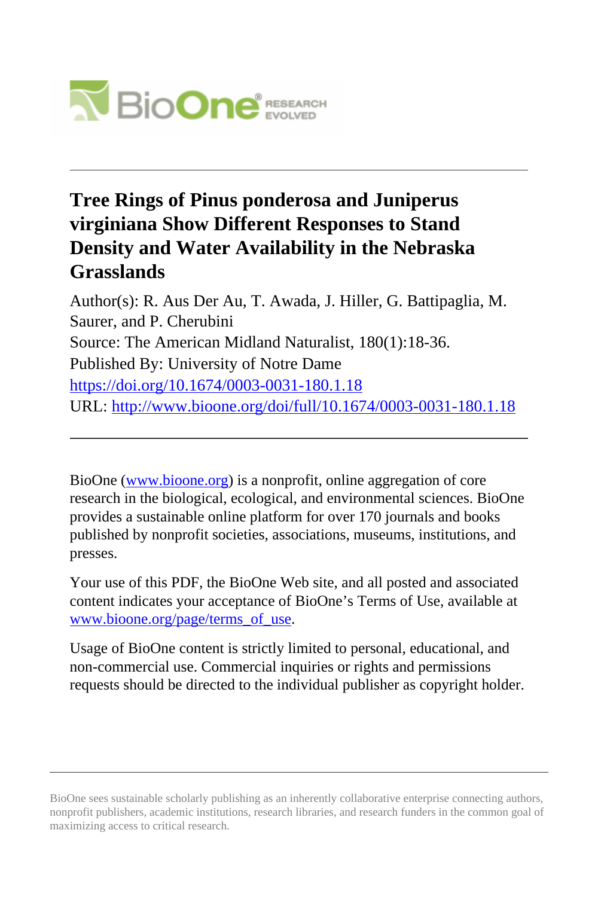# Tree Rings of Pinus ponderosa and Juniperus virginiana Show Different Responses to Stand Density and Water Availability in the Nebraska Grasslands

Author(s): R. Aus Der Au, T. Awada, J. Hiller, G. Battipaglia, M. Saurer, and P. Cherubini

Source: The American Midland Naturalist, 180(1):18-36.

Published By: University of Notre Dame

https://doi.org/10.1674/0003-0031-180.1.18

URL: http://www.bioone.org/doi/full/10.1674/0003-0031-180.1.18

---

BioOne (www.bioone.org) is a nonprofit, online aggregation of core research in the biological, ecological, and environmental sciences. BioOne provides a sustainable online platform for over 170 journals and books published by nonprofit societies, associations, museums, institutions, and presses.

Your use of this PDF, the BioOne Web site, and all posted and associated content indicates your acceptance of BioOne's Terms of Use, available at www.bioone.org/page/terms_of_use.

Usage of BioOne content is strictly limited to personal, educational, and non-commercial use. Commercial inquiries or rights and permissions requests should be directed to the individual publisher as copyright holder.

---

BioOne sees sustainable scholarly publishing as an inherently collaborative enterprise connecting authors, nonprofit publishers, academic institutions, research libraries, and research funders in the common goal of maximizing access to critical research.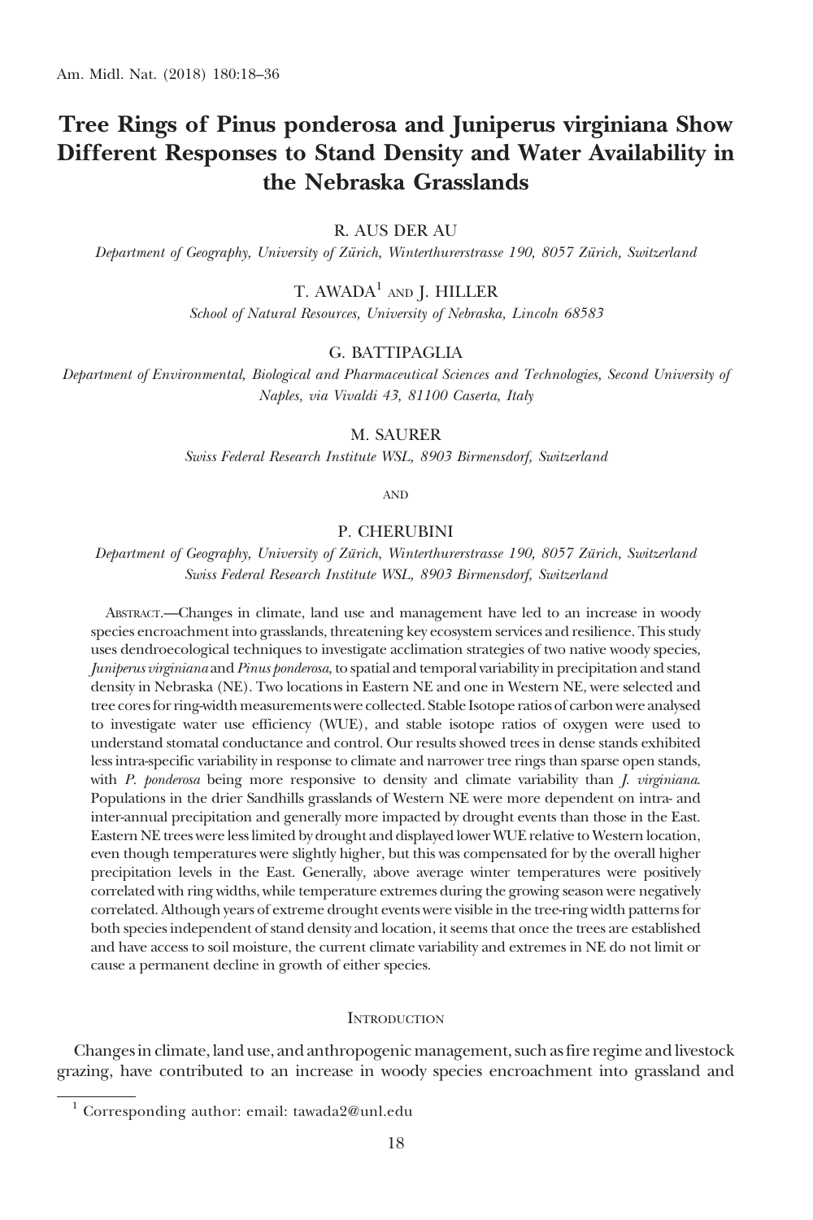# Tree Rings of Pinus ponderosa and Juniperus virginiana Show Different Responses to Stand Density and Water Availability in the Nebraska Grasslands

R. AUS DER AU

*Department of Geography, University of Zürich, Winterthurerstrasse 190, 8057 Zürich, Switzerland*

T. AWADA[1] AND J. HILLER

*School of Natural Resources, University of Nebraska, Lincoln 68583*

G. BATTIPAGLIA

*Department of Environmental, Biological and Pharmaceutical Sciences and Technologies, Second University of Naples, via Vivaldi 43, 81100 Caserta, Italy*

M. SAURER

*Swiss Federal Research Institute WSL, 8903 Birmensdorf, Switzerland*

AND

P. CHERUBINI

*Department of Geography, University of Zürich, Winterthurerstrasse 190, 8057 Zürich, Switzerland*
*Swiss Federal Research Institute WSL, 8903 Birmensdorf, Switzerland*

ABSTRACT.—Changes in climate, land use and management have led to an increase in woody species encroachment into grasslands, threatening key ecosystem services and resilience. This study uses dendroecological techniques to investigate acclimation strategies of two native woody species, *Juniperus virginiana* and *Pinus ponderosa*, to spatial and temporal variability in precipitation and stand density in Nebraska (NE). Two locations in Eastern NE and one in Western NE, were selected and tree cores for ring-width measurements were collected. Stable Isotope ratios of carbon were analysed to investigate water use efficiency (WUE), and stable isotope ratios of oxygen were used to understand stomatal conductance and control. Our results showed trees in dense stands exhibited less intra-specific variability in response to climate and narrower tree rings than sparse open stands, with *P. ponderosa* being more responsive to density and climate variability than *J. virginiana*. Populations in the drier Sandhills grasslands of Western NE were more dependent on intra- and inter-annual precipitation and generally more impacted by drought events than those in the East. Eastern NE trees were less limited by drought and displayed lower WUE relative to Western location, even though temperatures were slightly higher, but this was compensated for by the overall higher precipitation levels in the East. Generally, above average winter temperatures were positively correlated with ring widths, while temperature extremes during the growing season were negatively correlated. Although years of extreme drought events were visible in the tree-ring width patterns for both species independent of stand density and location, it seems that once the trees are established and have access to soil moisture, the current climate variability and extremes in NE do not limit or cause a permanent decline in growth of either species.

## INTRODUCTION

Changes in climate, land use, and anthropogenic management, such as fire regime and livestock grazing, have contributed to an increase in woody species encroachment into grassland and

[1] Corresponding author: email: tawada2@unl.edu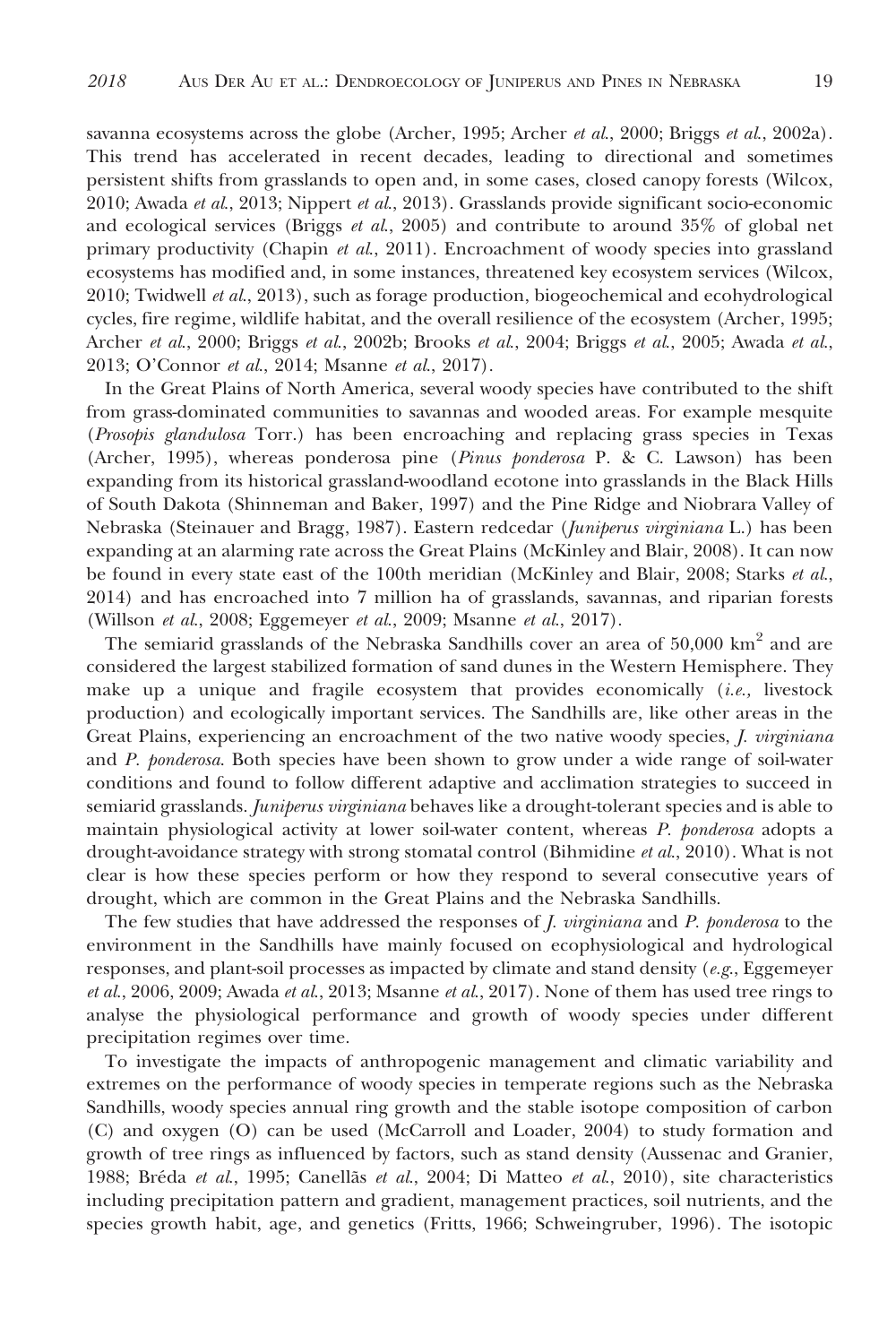savanna ecosystems across the globe (Archer, 1995; Archer *et al.*, 2000; Briggs *et al.*, 2002a). This trend has accelerated in recent decades, leading to directional and sometimes persistent shifts from grasslands to open and, in some cases, closed canopy forests (Wilcox, 2010; Awada *et al.*, 2013; Nippert *et al.*, 2013). Grasslands provide significant socio-economic and ecological services (Briggs *et al.*, 2005) and contribute to around 35% of global net primary productivity (Chapin *et al.*, 2011). Encroachment of woody species into grassland ecosystems has modified and, in some instances, threatened key ecosystem services (Wilcox, 2010; Twidwell *et al.*, 2013), such as forage production, biogeochemical and ecohydrological cycles, fire regime, wildlife habitat, and the overall resilience of the ecosystem (Archer, 1995; Archer *et al.*, 2000; Briggs *et al.*, 2002b; Brooks *et al.*, 2004; Briggs *et al.*, 2005; Awada *et al.*, 2013; O'Connor *et al.*, 2014; Msanne *et al.*, 2017).

In the Great Plains of North America, several woody species have contributed to the shift from grass-dominated communities to savannas and wooded areas. For example mesquite (*Prosopis glandulosa* Torr.) has been encroaching and replacing grass species in Texas (Archer, 1995), whereas ponderosa pine (*Pinus ponderosa* P. & C. Lawson) has been expanding from its historical grassland-woodland ecotone into grasslands in the Black Hills of South Dakota (Shinneman and Baker, 1997) and the Pine Ridge and Niobrara Valley of Nebraska (Steinauer and Bragg, 1987). Eastern redcedar (*Juniperus virginiana* L.) has been expanding at an alarming rate across the Great Plains (McKinley and Blair, 2008). It can now be found in every state east of the 100th meridian (McKinley and Blair, 2008; Starks *et al.*, 2014) and has encroached into 7 million ha of grasslands, savannas, and riparian forests (Willson *et al.*, 2008; Eggemeyer *et al.*, 2009; Msanne *et al.*, 2017).

The semiarid grasslands of the Nebraska Sandhills cover an area of 50,000 $km^2$ and are considered the largest stabilized formation of sand dunes in the Western Hemisphere. They make up a unique and fragile ecosystem that provides economically (*i.e.,* livestock production) and ecologically important services. The Sandhills are, like other areas in the Great Plains, experiencing an encroachment of the two native woody species, *J. virginiana* and *P. ponderosa*. Both species have been shown to grow under a wide range of soil-water conditions and found to follow different adaptive and acclimation strategies to succeed in semiarid grasslands. *Juniperus virginiana* behaves like a drought-tolerant species and is able to maintain physiological activity at lower soil-water content, whereas *P. ponderosa* adopts a drought-avoidance strategy with strong stomatal control (Bihmidine *et al.*, 2010). What is not clear is how these species perform or how they respond to several consecutive years of drought, which are common in the Great Plains and the Nebraska Sandhills.

The few studies that have addressed the responses of *J. virginiana* and *P. ponderosa* to the environment in the Sandhills have mainly focused on ecophysiological and hydrological responses, and plant-soil processes as impacted by climate and stand density (*e.g.*, Eggemeyer *et al.*, 2006, 2009; Awada *et al.*, 2013; Msanne *et al.*, 2017). None of them has used tree rings to analyse the physiological performance and growth of woody species under different precipitation regimes over time.

To investigate the impacts of anthropogenic management and climatic variability and extremes on the performance of woody species in temperate regions such as the Nebraska Sandhills, woody species annual ring growth and the stable isotope composition of carbon (C) and oxygen (O) can be used (McCarroll and Loader, 2004) to study formation and growth of tree rings as influenced by factors, such as stand density (Aussenac and Granier, 1988; Bréda *et al.*, 1995; Canellãs *et al.*, 2004; Di Matteo *et al.*, 2010), site characteristics including precipitation pattern and gradient, management practices, soil nutrients, and the species growth habit, age, and genetics (Fritts, 1966; Schweingruber, 1996). The isotopic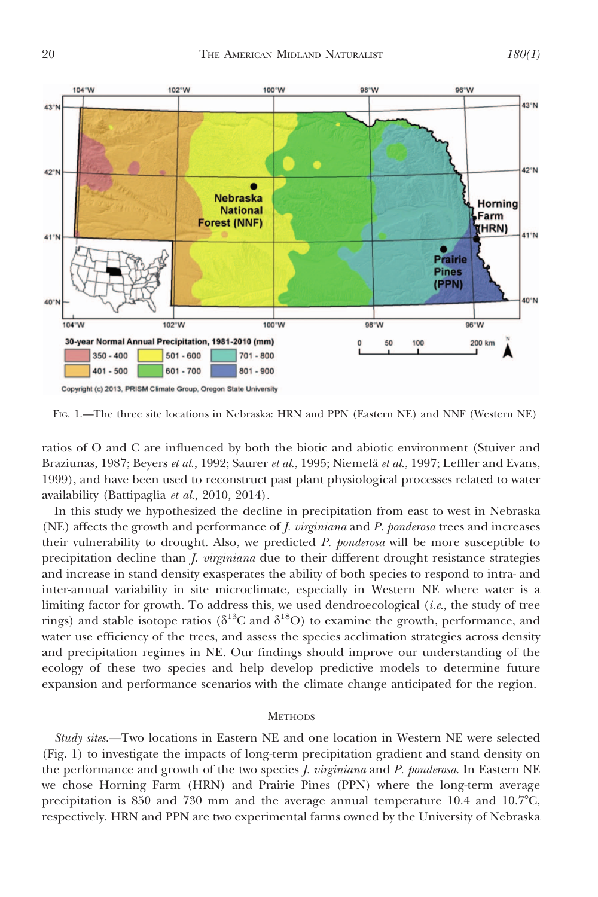Fig. 1.—The three site locations in Nebraska: HRN and PPN (Eastern NE) and NNF (Western NE)

ratios of O and C are influenced by both the biotic and abiotic environment (Stuiver and Braziunas, 1987; Beyers *et al.*, 1992; Saurer *et al.*, 1995; Niemelä *et al.*, 1997; Leffler and Evans, 1999), and have been used to reconstruct past plant physiological processes related to water availability (Battipaglia *et al.*, 2010, 2014).

In this study we hypothesized the decline in precipitation from east to west in Nebraska (NE) affects the growth and performance of *J. virginiana* and *P. ponderosa* trees and increases their vulnerability to drought. Also, we predicted *P. ponderosa* will be more susceptible to precipitation decline than *J. virginiana* due to their different drought resistance strategies and increase in stand density exasperates the ability of both species to respond to intra- and inter-annual variability in site microclimate, especially in Western NE where water is a limiting factor for growth. To address this, we used dendroecological (*i.e.*, the study of tree rings) and stable isotope ratios ($\delta^{13}C$ and $\delta^{18}O$) to examine the growth, performance, and water use efficiency of the trees, and assess the species acclimation strategies across density and precipitation regimes in NE. Our findings should improve our understanding of the ecology of these two species and help develop predictive models to determine future expansion and performance scenarios with the climate change anticipated for the region.

## Methods

*Study sites*.—Two locations in Eastern NE and one location in Western NE were selected (Fig. 1) to investigate the impacts of long-term precipitation gradient and stand density on the performance and growth of the two species *J. virginiana* and *P. ponderosa*. In Eastern NE we chose Horning Farm (HRN) and Prairie Pines (PPN) where the long-term average precipitation is 850 and 730 mm and the average annual temperature 10.4 and 10.7°C, respectively. HRN and PPN are two experimental farms owned by the University of Nebraska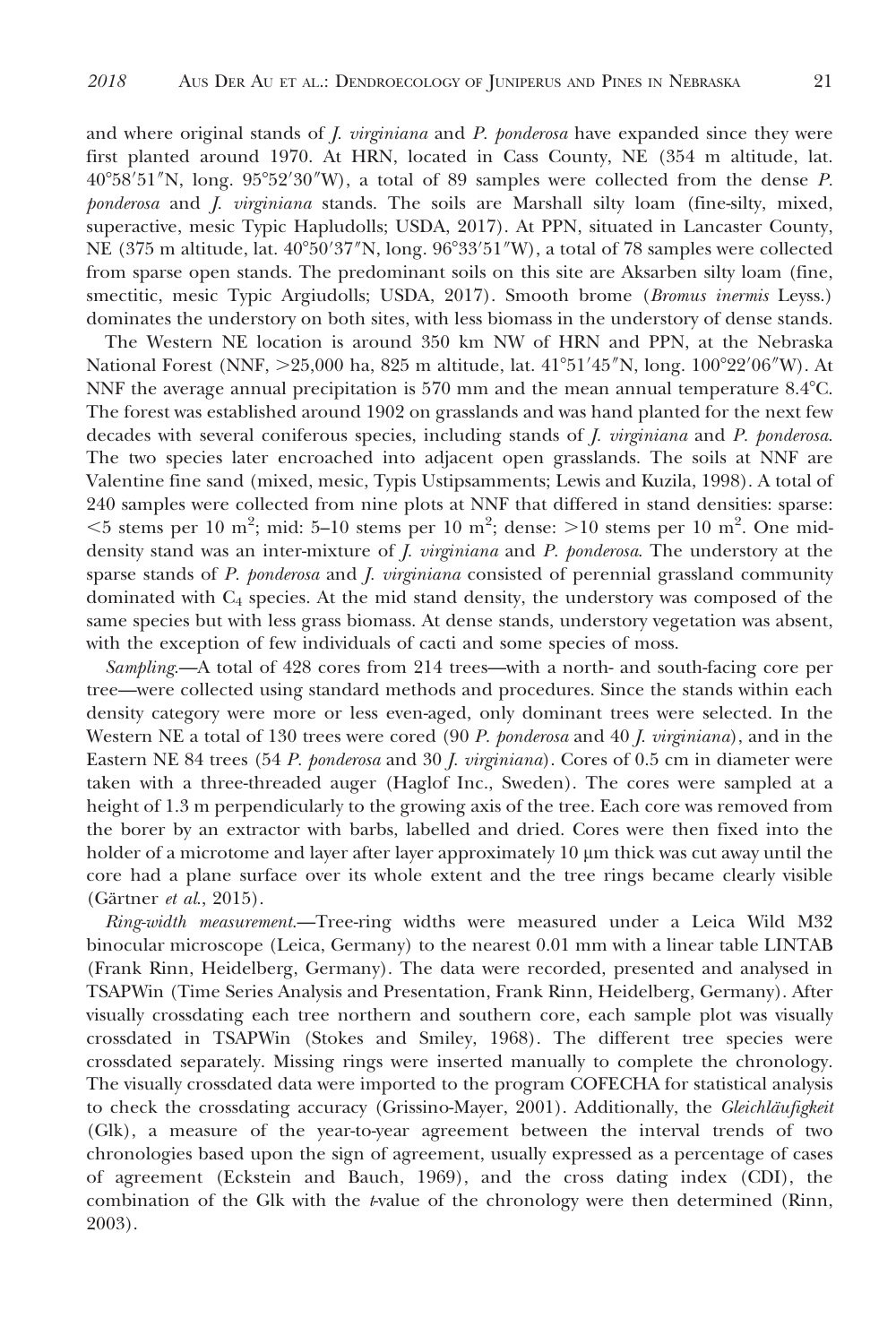and where original stands of *J. virginiana* and *P. ponderosa* have expanded since they were first planted around 1970. At HRN, located in Cass County, NE (354 m altitude, lat. 40°58′51″N, long. 95°52′30″W), a total of 89 samples were collected from the dense *P. ponderosa* and *J. virginiana* stands. The soils are Marshall silty loam (fine-silty, mixed, superactive, mesic Typic Hapludolls; USDA, 2017). At PPN, situated in Lancaster County, NE (375 m altitude, lat. 40°50′37″N, long. 96°33′51″W), a total of 78 samples were collected from sparse open stands. The predominant soils on this site are Aksarben silty loam (fine, smectitic, mesic Typic Argiudolls; USDA, 2017). Smooth brome (*Bromus inermis* Leyss.) dominates the understory on both sites, with less biomass in the understory of dense stands.

The Western NE location is around 350 km NW of HRN and PPN, at the Nebraska National Forest (NNF, >25,000 ha, 825 m altitude, lat. 41°51′45″N, long. 100°22′06″W). At NNF the average annual precipitation is 570 mm and the mean annual temperature 8.4°C. The forest was established around 1902 on grasslands and was hand planted for the next few decades with several coniferous species, including stands of *J. virginiana* and *P. ponderosa*. The two species later encroached into adjacent open grasslands. The soils at NNF are Valentine fine sand (mixed, mesic, Typis Ustipsamments; Lewis and Kuzila, 1998). A total of 240 samples were collected from nine plots at NNF that differed in stand densities: sparse: <5 stems per 10 $m^2$; mid: 5–10 stems per 10 $m^2$; dense: >10 stems per 10 $m^2$. One mid-density stand was an inter-mixture of *J. virginiana* and *P. ponderosa*. The understory at the sparse stands of *P. ponderosa* and *J. virginiana* consisted of perennial grassland community dominated with $C_4$ species. At the mid stand density, the understory was composed of the same species but with less grass biomass. At dense stands, understory vegetation was absent, with the exception of few individuals of cacti and some species of moss.

*Sampling.*—A total of 428 cores from 214 trees—with a north- and south-facing core per tree—were collected using standard methods and procedures. Since the stands within each density category were more or less even-aged, only dominant trees were selected. In the Western NE a total of 130 trees were cored (90 *P. ponderosa* and 40 *J. virginiana*), and in the Eastern NE 84 trees (54 *P. ponderosa* and 30 *J. virginiana*). Cores of 0.5 cm in diameter were taken with a three-threaded auger (Haglof Inc., Sweden). The cores were sampled at a height of 1.3 m perpendicularly to the growing axis of the tree. Each core was removed from the borer by an extractor with barbs, labelled and dried. Cores were then fixed into the holder of a microtome and layer after layer approximately 10 μm thick was cut away until the core had a plane surface over its whole extent and the tree rings became clearly visible (Gärtner *et al.*, 2015).

*Ring-width measurement.*—Tree-ring widths were measured under a Leica Wild M32 binocular microscope (Leica, Germany) to the nearest 0.01 mm with a linear table LINTAB (Frank Rinn, Heidelberg, Germany). The data were recorded, presented and analysed in TSAPWin (Time Series Analysis and Presentation, Frank Rinn, Heidelberg, Germany). After visually crossdating each tree northern and southern core, each sample plot was visually crossdated in TSAPWin (Stokes and Smiley, 1968). The different tree species were crossdated separately. Missing rings were inserted manually to complete the chronology. The visually crossdated data were imported to the program COFECHA for statistical analysis to check the crossdating accuracy (Grissino-Mayer, 2001). Additionally, the *Gleichläufigkeit* (Glk), a measure of the year-to-year agreement between the interval trends of two chronologies based upon the sign of agreement, usually expressed as a percentage of cases of agreement (Eckstein and Bauch, 1969), and the cross dating index (CDI), the combination of the Glk with the *t*-value of the chronology were then determined (Rinn, 2003).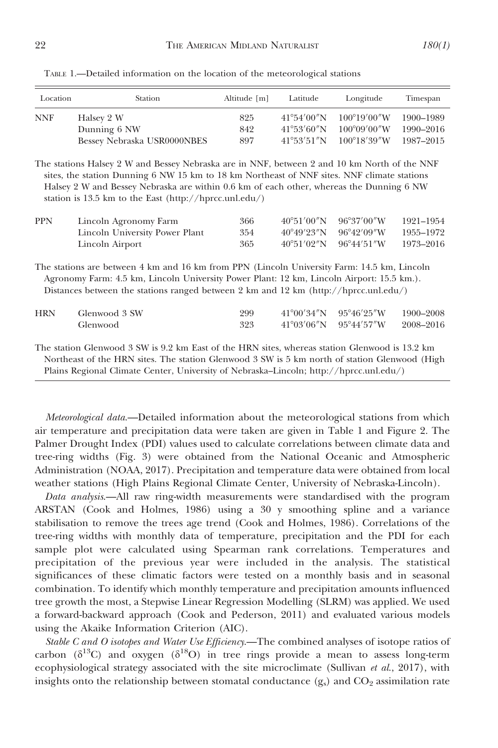TABLE 1.—Detailed information on the location of the meteorological stations

| Location | Station | Altitude [m] | Latitude | Longitude | Timespan |
|---|---|---|---|---|---|
| NNF | Halsey 2 W | 825 | 41°54′00″N | 100°19′00″W | 1900–1989 |
| | Dunning 6 NW | 842 | 41°53′60″N | 100°09′00″W | 1990–2016 |
| | Bessey Nebraska USR0000NBES | 897 | 41°53′51″N | 100°18′39″W | 1987–2015 |
| The stations Halsey 2 W and Bessey Nebraska are in NNF, between 2 and 10 km North of the NNF sites, the station Dunning 6 NW 15 km to 18 km Northeast of NNF sites. NNF climate stations Halsey 2 W and Bessey Nebraska are within 0.6 km of each other, whereas the Dunning 6 NW station is 13.5 km to the East (http://hprcc.unl.edu/) | | | | | |
| PPN | Lincoln Agronomy Farm | 366 | 40°51′00″N | 96°37′00″W | 1921–1954 |
| | Lincoln University Power Plant | 354 | 40°49′23″N | 96°42′09″W | 1955–1972 |
| | Lincoln Airport | 365 | 40°51′02″N | 96°44′51″W | 1973–2016 |
| The stations are between 4 km and 16 km from PPN (Lincoln University Farm: 14.5 km, Lincoln Agronomy Farm: 4.5 km, Lincoln University Power Plant: 12 km, Lincoln Airport: 15.5 km.). Distances between the stations ranged between 2 km and 12 km (http://hprcc.unl.edu/) | | | | | |
| HRN | Glenwood 3 SW | 299 | 41°00′34″N | 95°46′25″W | 1900–2008 |
| | Glenwood | 323 | 41°03′06″N | 95°44′57″W | 2008–2016 |
| The station Glenwood 3 SW is 9.2 km East of the HRN sites, whereas station Glenwood is 13.2 km Northeast of the HRN sites. The station Glenwood 3 SW is 5 km north of station Glenwood (High Plains Regional Climate Center, University of Nebraska–Lincoln; http://hprcc.unl.edu/) | | | | | |

*Meteorological data*.—Detailed information about the meteorological stations from which air temperature and precipitation data were taken are given in Table 1 and Figure 2. The Palmer Drought Index (PDI) values used to calculate correlations between climate data and tree-ring widths (Fig. 3) were obtained from the National Oceanic and Atmospheric Administration (NOAA, 2017). Precipitation and temperature data were obtained from local weather stations (High Plains Regional Climate Center, University of Nebraska-Lincoln).

*Data analysis*.—All raw ring-width measurements were standardised with the program ARSTAN (Cook and Holmes, 1986) using a 30 y smoothing spline and a variance stabilisation to remove the trees age trend (Cook and Holmes, 1986). Correlations of the tree-ring widths with monthly data of temperature, precipitation and the PDI for each sample plot were calculated using Spearman rank correlations. Temperatures and precipitation of the previous year were included in the analysis. The statistical significances of these climatic factors were tested on a monthly basis and in seasonal combination. To identify which monthly temperature and precipitation amounts influenced tree growth the most, a Stepwise Linear Regression Modelling (SLRM) was applied. We used a forward-backward approach (Cook and Pederson, 2011) and evaluated various models using the Akaike Information Criterion (AIC).

*Stable C and O isotopes and Water Use Efficiency*.—The combined analyses of isotope ratios of carbon ($\delta^{13}C$) and oxygen ($\delta^{18}O$) in tree rings provide a mean to assess long-term ecophysiological strategy associated with the site microclimate (Sullivan *et al.*, 2017), with insights onto the relationship between stomatal conductance ($g_s$) and $CO_2$ assimilation rate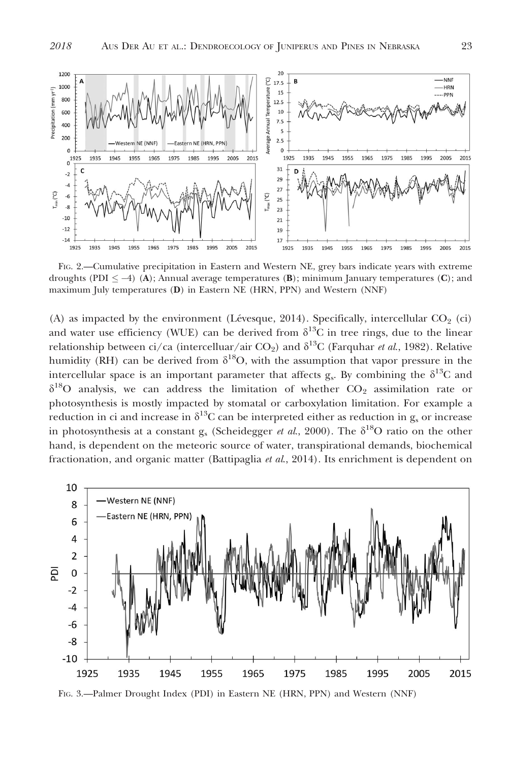FIG. 2.—Cumulative precipitation in Eastern and Western NE, grey bars indicate years with extreme droughts (PDI ≤ –4) (**A**); Annual average temperatures (**B**); minimum January temperatures (**C**); and maximum July temperatures (**D**) in Eastern NE (HRN, PPN) and Western (NNF)

(A) as impacted by the environment (Lévesque, 2014). Specifically, intercellular $CO_2$ (ci) and water use efficiency (WUE) can be derived from $\delta^{13}C$ in tree rings, due to the linear relationship between ci/ca (intercelluar/air $CO_2$) and $\delta^{13}C$ (Farquhar *et al.*, 1982). Relative humidity (RH) can be derived from $\delta^{18}O$, with the assumption that vapor pressure in the intercellular space is an important parameter that affects $g_s$. By combining the $\delta^{13}C$ and $\delta^{18}O$ analysis, we can address the limitation of whether $CO_2$ assimilation rate or photosynthesis is mostly impacted by stomatal or carboxylation limitation. For example a reduction in ci and increase in $\delta^{13}C$ can be interpreted either as reduction in $g_s$ or increase in photosynthesis at a constant $g_s$ (Scheidegger *et al.*, 2000). The $\delta^{18}O$ ratio on the other hand, is dependent on the meteoric source of water, transpirational demands, biochemical fractionation, and organic matter (Battipaglia *et al.*, 2014). Its enrichment is dependent on

FIG. 3.—Palmer Drought Index (PDI) in Eastern NE (HRN, PPN) and Western (NNF)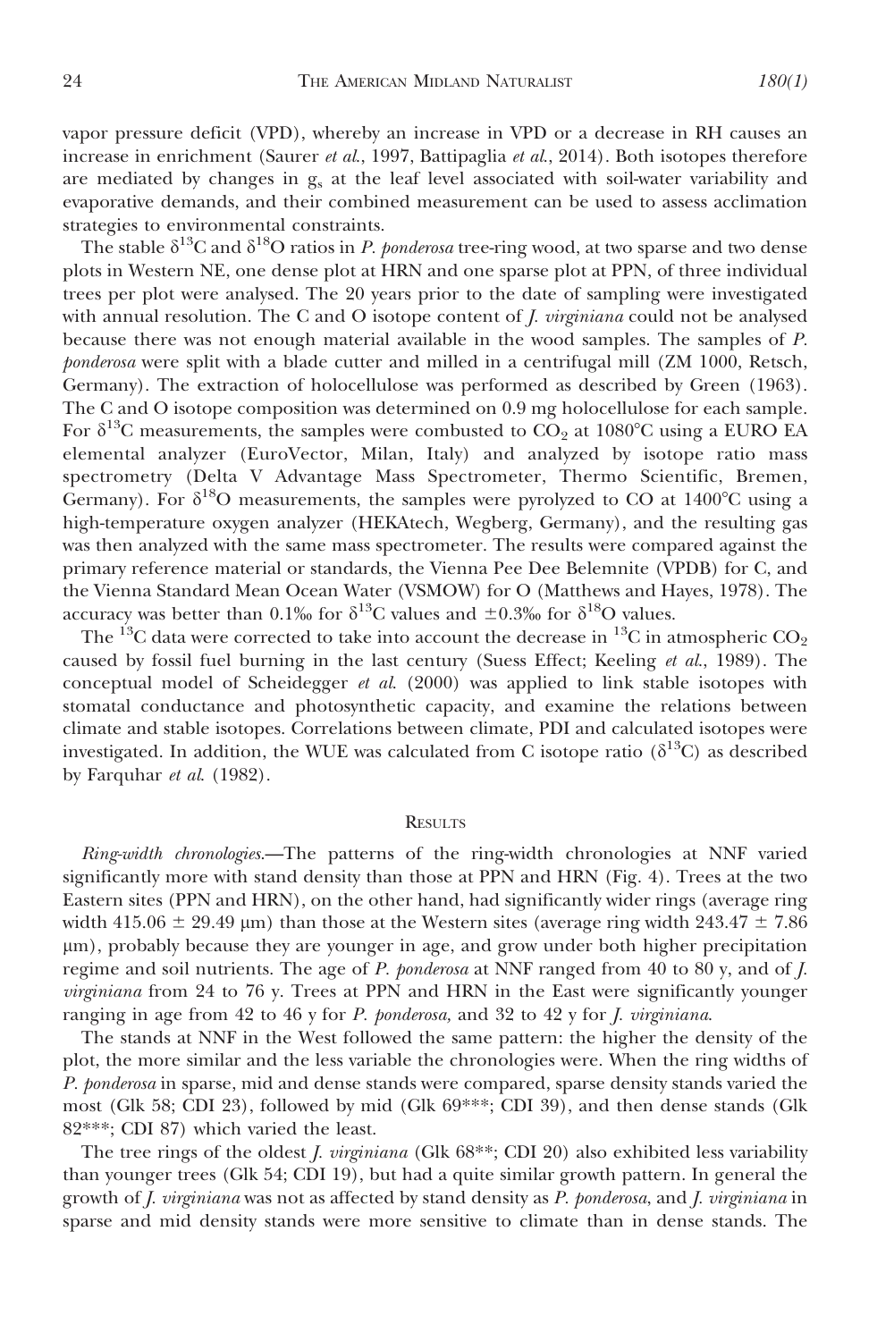vapor pressure deficit (VPD), whereby an increase in VPD or a decrease in RH causes an increase in enrichment (Saurer *et al.*, 1997, Battipaglia *et al.*, 2014). Both isotopes therefore are mediated by changes in $g_s$ at the leaf level associated with soil-water variability and evaporative demands, and their combined measurement can be used to assess acclimation strategies to environmental constraints.

The stable $\delta^{13}C$ and $\delta^{18}O$ ratios in *P. ponderosa* tree-ring wood, at two sparse and two dense plots in Western NE, one dense plot at HRN and one sparse plot at PPN, of three individual trees per plot were analysed. The 20 years prior to the date of sampling were investigated with annual resolution. The C and O isotope content of *J. virginiana* could not be analysed because there was not enough material available in the wood samples. The samples of *P. ponderosa* were split with a blade cutter and milled in a centrifugal mill (ZM 1000, Retsch, Germany). The extraction of holocellulose was performed as described by Green (1963). The C and O isotope composition was determined on 0.9 mg holocellulose for each sample. For $\delta^{13}C$ measurements, the samples were combusted to $CO_2$ at 1080°C using a EURO EA elemental analyzer (EuroVector, Milan, Italy) and analyzed by isotope ratio mass spectrometry (Delta V Advantage Mass Spectrometer, Thermo Scientific, Bremen, Germany). For $\delta^{18}O$ measurements, the samples were pyrolyzed to CO at 1400°C using a high-temperature oxygen analyzer (HEKAtech, Wegberg, Germany), and the resulting gas was then analyzed with the same mass spectrometer. The results were compared against the primary reference material or standards, the Vienna Pee Dee Belemnite (VPDB) for C, and the Vienna Standard Mean Ocean Water (VSMOW) for O (Matthews and Hayes, 1978). The accuracy was better than 0.1‰ for $\delta^{13}C$ values and $\pm$0.3‰ for $\delta^{18}O$ values.

The $^{13}C$ data were corrected to take into account the decrease in $^{13}C$ in atmospheric $CO_2$ caused by fossil fuel burning in the last century (Suess Effect; Keeling *et al.*, 1989). The conceptual model of Scheidegger *et al.* (2000) was applied to link stable isotopes with stomatal conductance and photosynthetic capacity, and examine the relations between climate and stable isotopes. Correlations between climate, PDI and calculated isotopes were investigated. In addition, the WUE was calculated from C isotope ratio ($\delta^{13}C$) as described by Farquhar *et al.* (1982).

## Results

*Ring-width chronologies.*—The patterns of the ring-width chronologies at NNF varied significantly more with stand density than those at PPN and HRN (Fig. 4). Trees at the two Eastern sites (PPN and HRN), on the other hand, had significantly wider rings (average ring width 415.06 $\pm$ 29.49 μm) than those at the Western sites (average ring width 243.47 $\pm$ 7.86 μm), probably because they are younger in age, and grow under both higher precipitation regime and soil nutrients. The age of *P. ponderosa* at NNF ranged from 40 to 80 y, and of *J. virginiana* from 24 to 76 y. Trees at PPN and HRN in the East were significantly younger ranging in age from 42 to 46 y for *P. ponderosa,* and 32 to 42 y for *J. virginiana*.

The stands at NNF in the West followed the same pattern: the higher the density of the plot, the more similar and the less variable the chronologies were. When the ring widths of *P. ponderosa* in sparse, mid and dense stands were compared, sparse density stands varied the most (Glk 58; CDI 23), followed by mid (Glk 69***; CDI 39), and then dense stands (Glk 82***; CDI 87) which varied the least.

The tree rings of the oldest *J. virginiana* (Glk 68**; CDI 20) also exhibited less variability than younger trees (Glk 54; CDI 19), but had a quite similar growth pattern. In general the growth of *J. virginiana* was not as affected by stand density as *P. ponderosa*, and *J. virginiana* in sparse and mid density stands were more sensitive to climate than in dense stands. The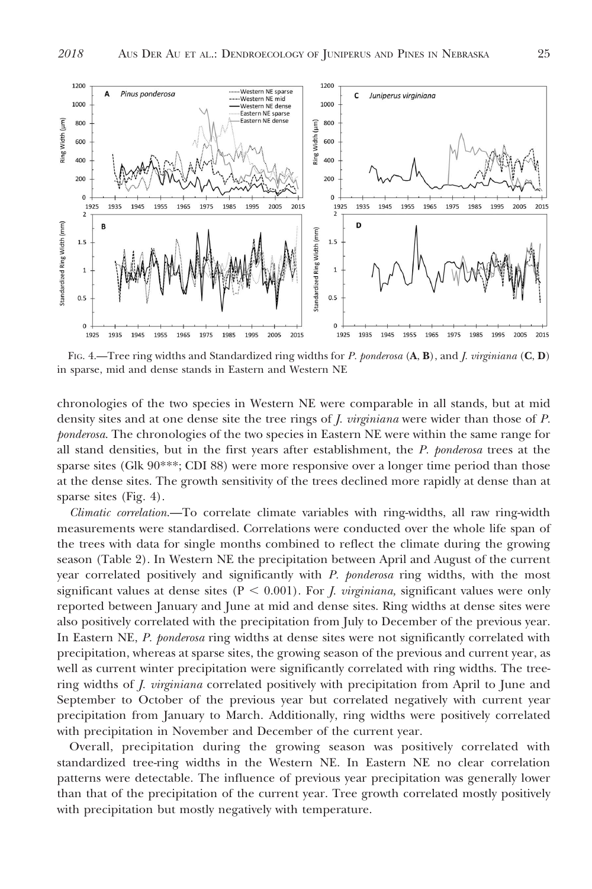FIG. 4.—Tree ring widths and Standardized ring widths for *P. ponderosa* (**A**, **B**), and *J. virginiana* (**C**, **D**) in sparse, mid and dense stands in Eastern and Western NE

chronologies of the two species in Western NE were comparable in all stands, but at mid density sites and at one dense site the tree rings of *J. virginiana* were wider than those of *P. ponderosa*. The chronologies of the two species in Eastern NE were within the same range for all stand densities, but in the first years after establishment, the *P. ponderosa* trees at the sparse sites (Glk 90***; CDI 88) were more responsive over a longer time period than those at the dense sites. The growth sensitivity of the trees declined more rapidly at dense than at sparse sites (Fig. 4).

*Climatic correlation.*—To correlate climate variables with ring-widths, all raw ring-width measurements were standardised. Correlations were conducted over the whole life span of the trees with data for single months combined to reflect the climate during the growing season (Table 2). In Western NE the precipitation between April and August of the current year correlated positively and significantly with *P. ponderosa* ring widths, with the most significant values at dense sites ($P < 0.001$). For *J. virginiana,* significant values were only reported between January and June at mid and dense sites. Ring widths at dense sites were also positively correlated with the precipitation from July to December of the previous year. In Eastern NE, *P. ponderosa* ring widths at dense sites were not significantly correlated with precipitation, whereas at sparse sites, the growing season of the previous and current year, as well as current winter precipitation were significantly correlated with ring widths. The tree-ring widths of *J. virginiana* correlated positively with precipitation from April to June and September to October of the previous year but correlated negatively with current year precipitation from January to March. Additionally, ring widths were positively correlated with precipitation in November and December of the current year.

Overall, precipitation during the growing season was positively correlated with standardized tree-ring widths in the Western NE. In Eastern NE no clear correlation patterns were detectable. The influence of previous year precipitation was generally lower than that of the precipitation of the current year. Tree growth correlated mostly positively with precipitation but mostly negatively with temperature.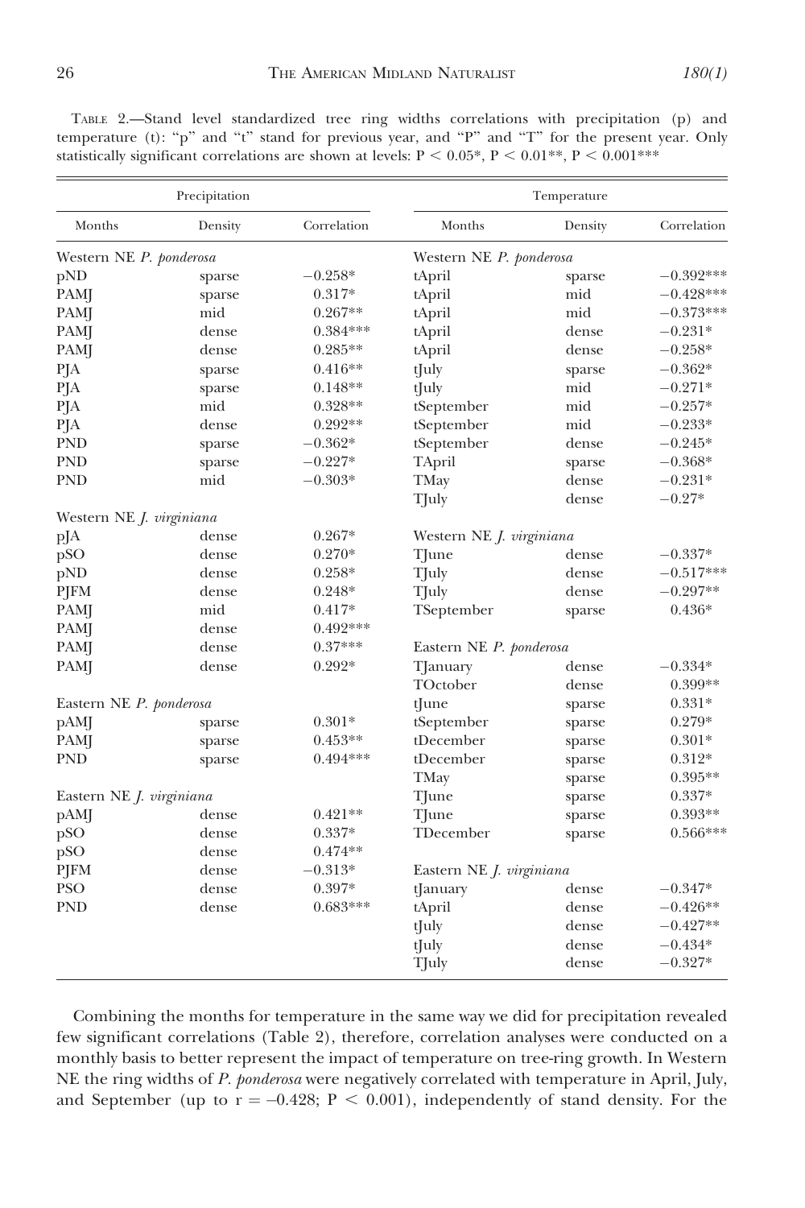TABLE 2.—Stand level standardized tree ring widths correlations with precipitation (p) and temperature (t): "p" and "t" stand for previous year, and "P" and "T" for the present year. Only statistically significant correlations are shown at levels: $P < 0.05$*, $P < 0.01$**, $P < 0.001$***

| Precipitation | | | Temperature | | |
|---|---|---|---|---|---|
| Months | Density | Correlation | Months | Density | Correlation |
| Western NE *P. ponderosa* | | | Western NE *P. ponderosa* | | |
| pND | sparse | −0.258* | tApril | sparse | −0.392*** |
| PAMJ | sparse | 0.317* | tApril | mid | −0.428*** |
| PAMJ | mid | 0.267** | tApril | mid | −0.373*** |
| PAMJ | dense | 0.384*** | tApril | dense | −0.231* |
| PAMJ | dense | 0.285** | tApril | dense | −0.258* |
| PJA | sparse | 0.416** | tJuly | sparse | −0.362* |
| PJA | sparse | 0.148** | tJuly | mid | −0.271* |
| PJA | mid | 0.328** | tSeptember | mid | −0.257* |
| PJA | dense | 0.292** | tSeptember | mid | −0.233* |
| PND | sparse | −0.362* | tSeptember | dense | −0.245* |
| PND | sparse | −0.227* | TApril | sparse | −0.368* |
| PND | mid | −0.303* | TMay | dense | −0.231* |
| | | | TJuly | dense | −0.27* |
| Western NE *J. virginiana* | | | | | |
| pJA | dense | 0.267* | Western NE *J. virginiana* | | |
| pSO | dense | 0.270* | TJune | dense | −0.337* |
| pND | dense | 0.258* | TJuly | dense | −0.517*** |
| PJFM | dense | 0.248* | TJuly | dense | −0.297** |
| PAMJ | mid | 0.417* | TSeptember | sparse | 0.436* |
| PAMJ | dense | 0.492*** | | | |
| PAMJ | dense | 0.37*** | Eastern NE *P. ponderosa* | | |
| PAMJ | dense | 0.292* | TJanuary | dense | −0.334* |
| | | | TOctober | dense | 0.399** |
| Eastern NE *P. ponderosa* | | | tJune | sparse | 0.331* |
| pAMJ | sparse | 0.301* | tSeptember | sparse | 0.279* |
| PAMJ | sparse | 0.453** | tDecember | sparse | 0.301* |
| PND | sparse | 0.494*** | tDecember | sparse | 0.312* |
| | | | TMay | sparse | 0.395** |
| Eastern NE *J. virginiana* | | | TJune | sparse | 0.337* |
| pAMJ | dense | 0.421** | TJune | sparse | 0.393** |
| pSO | dense | 0.337* | TDecember | sparse | 0.566*** |
| pSO | dense | 0.474** | | | |
| PJFM | dense | −0.313* | Eastern NE *J. virginiana* | | |
| PSO | dense | 0.397* | tJanuary | dense | −0.347* |
| PND | dense | 0.683*** | tApril | dense | −0.426** |
| | | | tJuly | dense | −0.427** |
| | | | tJuly | dense | −0.434* |
| | | | TJuly | dense | −0.327* |

Combining the months for temperature in the same way we did for precipitation revealed few significant correlations (Table 2), therefore, correlation analyses were conducted on a monthly basis to better represent the impact of temperature on tree-ring growth. In Western NE the ring widths of *P. ponderosa* were negatively correlated with temperature in April, July, and September (up to $r = -0.428$; $P < 0.001$), independently of stand density. For the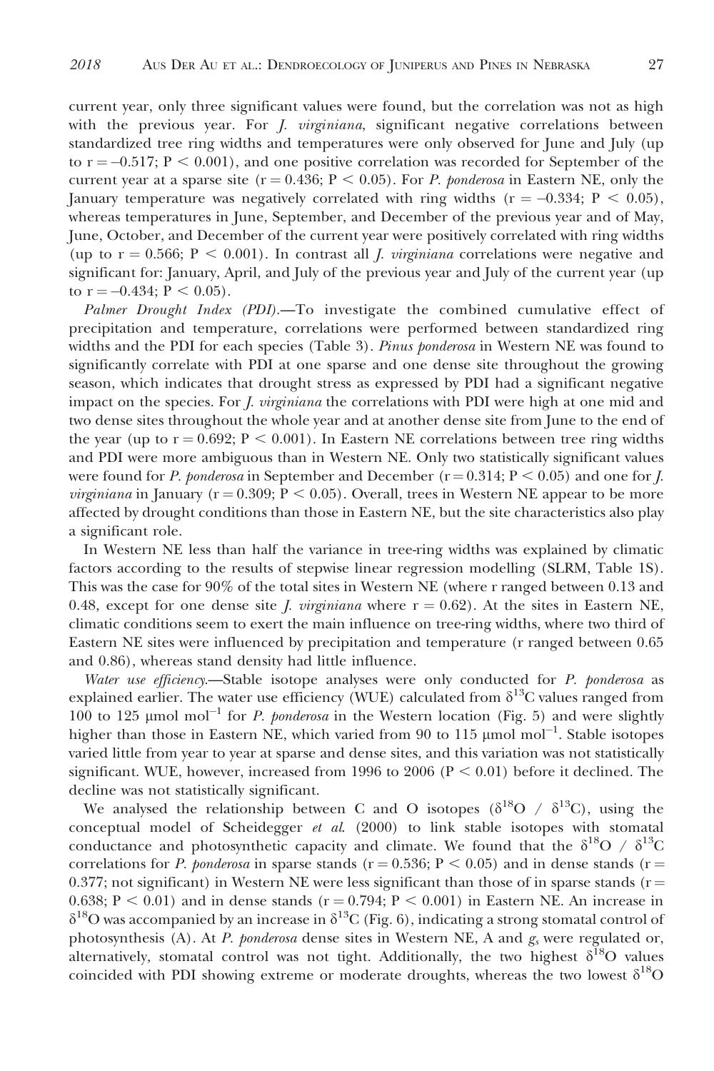current year, only three significant values were found, but the correlation was not as high with the previous year. For *J. virginiana*, significant negative correlations between standardized tree ring widths and temperatures were only observed for June and July (up to $r = -0.517$; $P < 0.001$), and one positive correlation was recorded for September of the current year at a sparse site ($r = 0.436$; $P < 0.05$). For *P. ponderosa* in Eastern NE, only the January temperature was negatively correlated with ring widths ($r = -0.334$; $P < 0.05$), whereas temperatures in June, September, and December of the previous year and of May, June, October, and December of the current year were positively correlated with ring widths (up to $r = 0.566$; $P < 0.001$). In contrast all *J. virginiana* correlations were negative and significant for: January, April, and July of the previous year and July of the current year (up to $r = -0.434$; $P < 0.05$).

*Palmer Drought Index (PDI)*.—To investigate the combined cumulative effect of precipitation and temperature, correlations were performed between standardized ring widths and the PDI for each species (Table 3). *Pinus ponderosa* in Western NE was found to significantly correlate with PDI at one sparse and one dense site throughout the growing season, which indicates that drought stress as expressed by PDI had a significant negative impact on the species. For *J. virginiana* the correlations with PDI were high at one mid and two dense sites throughout the whole year and at another dense site from June to the end of the year (up to $r = 0.692$; $P < 0.001$). In Eastern NE correlations between tree ring widths and PDI were more ambiguous than in Western NE. Only two statistically significant values were found for *P. ponderosa* in September and December ($r = 0.314$; $P < 0.05$) and one for *J. virginiana* in January ($r = 0.309$; $P < 0.05$). Overall, trees in Western NE appear to be more affected by drought conditions than those in Eastern NE, but the site characteristics also play a significant role.

In Western NE less than half the variance in tree-ring widths was explained by climatic factors according to the results of stepwise linear regression modelling (SLRM, Table 1S). This was the case for 90% of the total sites in Western NE (where r ranged between 0.13 and 0.48, except for one dense site *J. virginiana* where $r = 0.62$). At the sites in Eastern NE, climatic conditions seem to exert the main influence on tree-ring widths, where two third of Eastern NE sites were influenced by precipitation and temperature (r ranged between 0.65 and 0.86), whereas stand density had little influence.

*Water use efficiency*.—Stable isotope analyses were only conducted for *P. ponderosa* as explained earlier. The water use efficiency (WUE) calculated from $\delta^{13}C$ values ranged from 100 to 125 $\mu mol\ mol^{-1}$ for *P. ponderosa* in the Western location (Fig. 5) and were slightly higher than those in Eastern NE, which varied from 90 to 115 $\mu mol\ mol^{-1}$. Stable isotopes varied little from year to year at sparse and dense sites, and this variation was not statistically significant. WUE, however, increased from 1996 to 2006 ($P < 0.01$) before it declined. The decline was not statistically significant.

We analysed the relationship between C and O isotopes ($\delta^{18}O$ / $\delta^{13}C$), using the conceptual model of Scheidegger *et al.* (2000) to link stable isotopes with stomatal conductance and photosynthetic capacity and climate. We found that the $\delta^{18}O$ / $\delta^{13}C$ correlations for *P. ponderosa* in sparse stands ($r = 0.536$; $P < 0.05$) and in dense stands ($r = 0.377$; not significant) in Western NE were less significant than those of in sparse stands ($r = 0.638$; $P < 0.01$) and in dense stands ($r = 0.794$; $P < 0.001$) in Eastern NE. An increase in $\delta^{18}O$ was accompanied by an increase in $\delta^{13}C$ (Fig. 6), indicating a strong stomatal control of photosynthesis (A). At *P. ponderosa* dense sites in Western NE, A and $g_s$ were regulated or, alternatively, stomatal control was not tight. Additionally, the two highest $\delta^{18}O$ values coincided with PDI showing extreme or moderate droughts, whereas the two lowest $\delta^{18}O$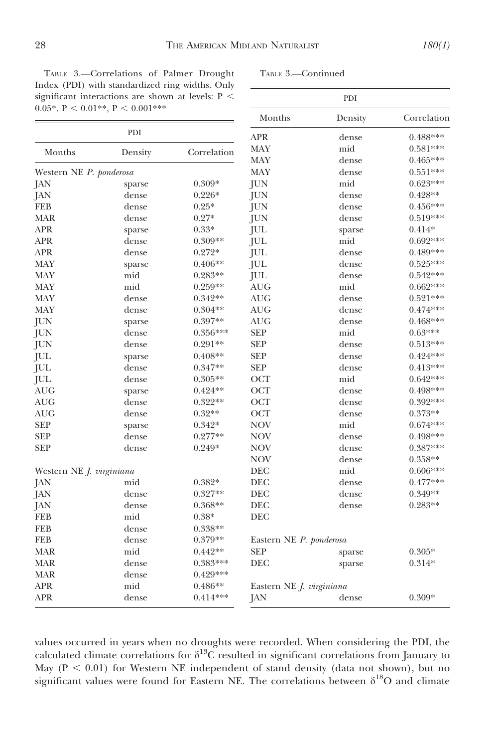TABLE 3.—Correlations of Palmer Drought Index (PDI) with standardized ring widths. Only significant interactions are shown at levels: $P < 0.05$*, $P < 0.01$**, $P < 0.001$***

| PDI | | |
|---|---|---|
| Months | Density | Correlation |
| Western NE *P. ponderosa* | | |
| JAN | sparse | 0.309* |
| JAN | dense | 0.226* |
| FEB | dense | 0.25* |
| MAR | dense | 0.27* |
| APR | sparse | 0.33* |
| APR | dense | 0.309** |
| APR | dense | 0.272* |
| MAY | sparse | 0.406** |
| MAY | mid | 0.283** |
| MAY | mid | 0.259** |
| MAY | dense | 0.342** |
| MAY | dense | 0.304** |
| JUN | sparse | 0.397** |
| JUN | dense | 0.356*** |
| JUN | dense | 0.291** |
| JUL | sparse | 0.408** |
| JUL | dense | 0.347** |
| JUL | dense | 0.305** |
| AUG | sparse | 0.424** |
| AUG | dense | 0.322** |
| AUG | dense | 0.32** |
| SEP | sparse | 0.342* |
| SEP | dense | 0.277** |
| SEP | dense | 0.249* |
| Western NE *J. virginiana* | | |
| JAN | mid | 0.382* |
| JAN | dense | 0.327** |
| JAN | dense | 0.368** |
| FEB | mid | 0.38* |
| FEB | dense | 0.338** |
| FEB | dense | 0.379** |
| MAR | mid | 0.442** |
| MAR | dense | 0.383*** |
| MAR | dense | 0.429*** |
| APR | mid | 0.486** |
| APR | dense | 0.414*** |
| APR | dense | 0.488*** |
| MAY | mid | 0.581*** |
| MAY | dense | 0.465*** |
| MAY | dense | 0.551*** |
| JUN | mid | 0.623*** |
| JUN | dense | 0.428** |
| JUN | dense | 0.456*** |
| JUN | dense | 0.519*** |
| JUL | sparse | 0.414* |
| JUL | mid | 0.692*** |
| JUL | dense | 0.489*** |
| JUL | dense | 0.525*** |
| JUL | dense | 0.542*** |
| AUG | mid | 0.662*** |
| AUG | dense | 0.521*** |
| AUG | dense | 0.474*** |
| AUG | dense | 0.468*** |
| SEP | mid | 0.63*** |
| SEP | dense | 0.513*** |
| SEP | dense | 0.424*** |
| SEP | dense | 0.413*** |
| OCT | mid | 0.642*** |
| OCT | dense | 0.498*** |
| OCT | dense | 0.392*** |
| OCT | dense | 0.373** |
| NOV | mid | 0.674*** |
| NOV | dense | 0.498*** |
| NOV | dense | 0.387*** |
| NOV | dense | 0.358** |
| DEC | mid | 0.606*** |
| DEC | dense | 0.477*** |
| DEC | dense | 0.349** |
| DEC | dense | 0.283** |
| DEC | | |
| Eastern NE *P. ponderosa* | | |
| SEP | sparse | 0.305* |
| DEC | sparse | 0.314* |
| Eastern NE *J. virginiana* | | |
| JAN | dense | 0.309* |

values occurred in years when no droughts were recorded. When considering the PDI, the calculated climate correlations for $\delta^{13}C$ resulted in significant correlations from January to May ($P < 0.01$) for Western NE independent of stand density (data not shown), but no significant values were found for Eastern NE. The correlations between $\delta^{18}O$ and climate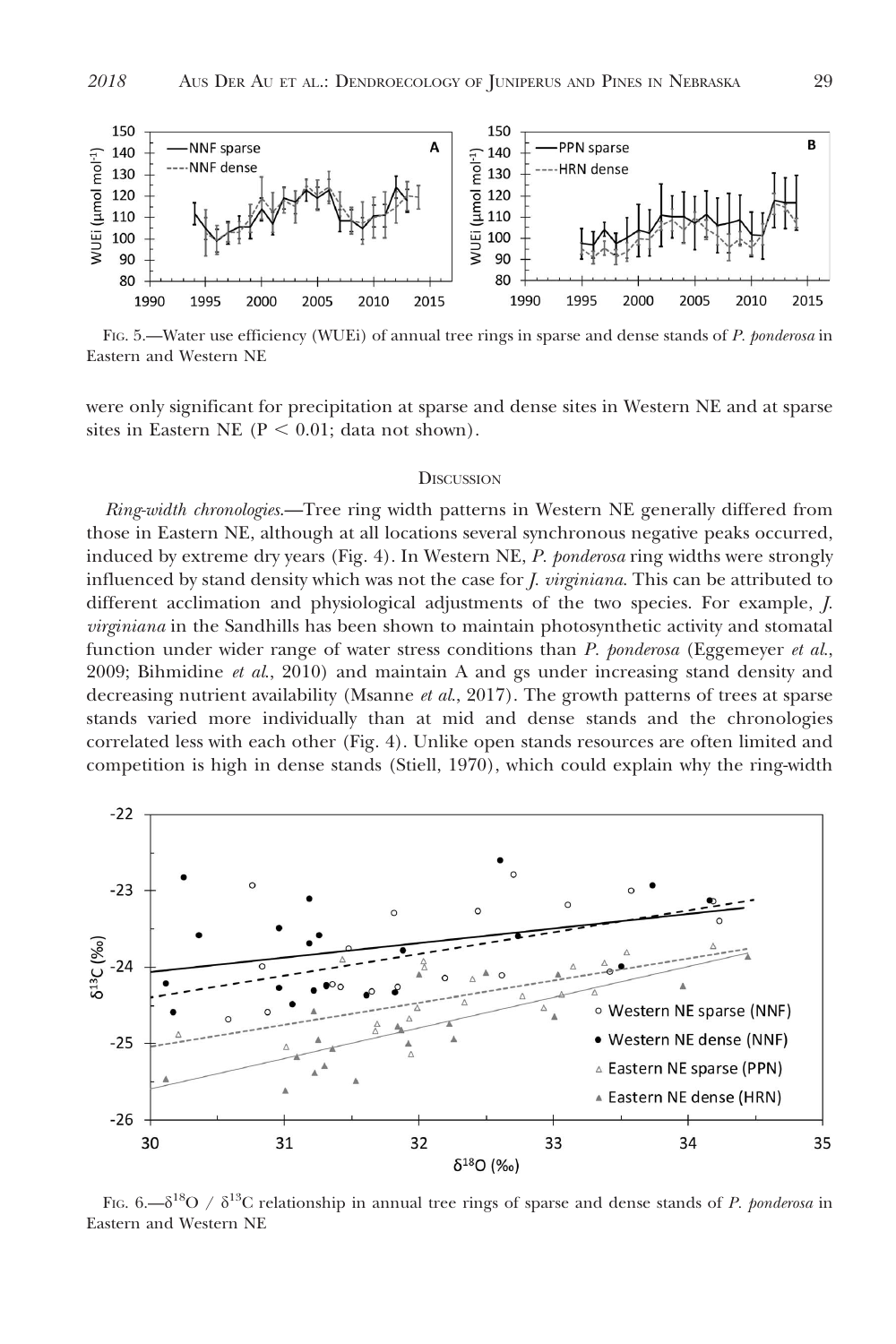Fig. 5.—Water use efficiency (WUEi) of annual tree rings in sparse and dense stands of *P. ponderosa* in Eastern and Western NE

were only significant for precipitation at sparse and dense sites in Western NE and at sparse sites in Eastern NE ($P < 0.01$; data not shown).

## Discussion

*Ring-width chronologies*.—Tree ring width patterns in Western NE generally differed from those in Eastern NE, although at all locations several synchronous negative peaks occurred, induced by extreme dry years (Fig. 4). In Western NE, *P. ponderosa* ring widths were strongly influenced by stand density which was not the case for *J. virginiana*. This can be attributed to different acclimation and physiological adjustments of the two species. For example, *J. virginiana* in the Sandhills has been shown to maintain photosynthetic activity and stomatal function under wider range of water stress conditions than *P. ponderosa* (Eggemeyer *et al.*, 2009; Bihmidine *et al.*, 2010) and maintain A and gs under increasing stand density and decreasing nutrient availability (Msanne *et al.*, 2017). The growth patterns of trees at sparse stands varied more individually than at mid and dense stands and the chronologies correlated less with each other (Fig. 4). Unlike open stands resources are often limited and competition is high in dense stands (Stiell, 1970), which could explain why the ring-width

Fig. 6.—$\delta^{18}O$ / $\delta^{13}C$ relationship in annual tree rings of sparse and dense stands of *P. ponderosa* in Eastern and Western NE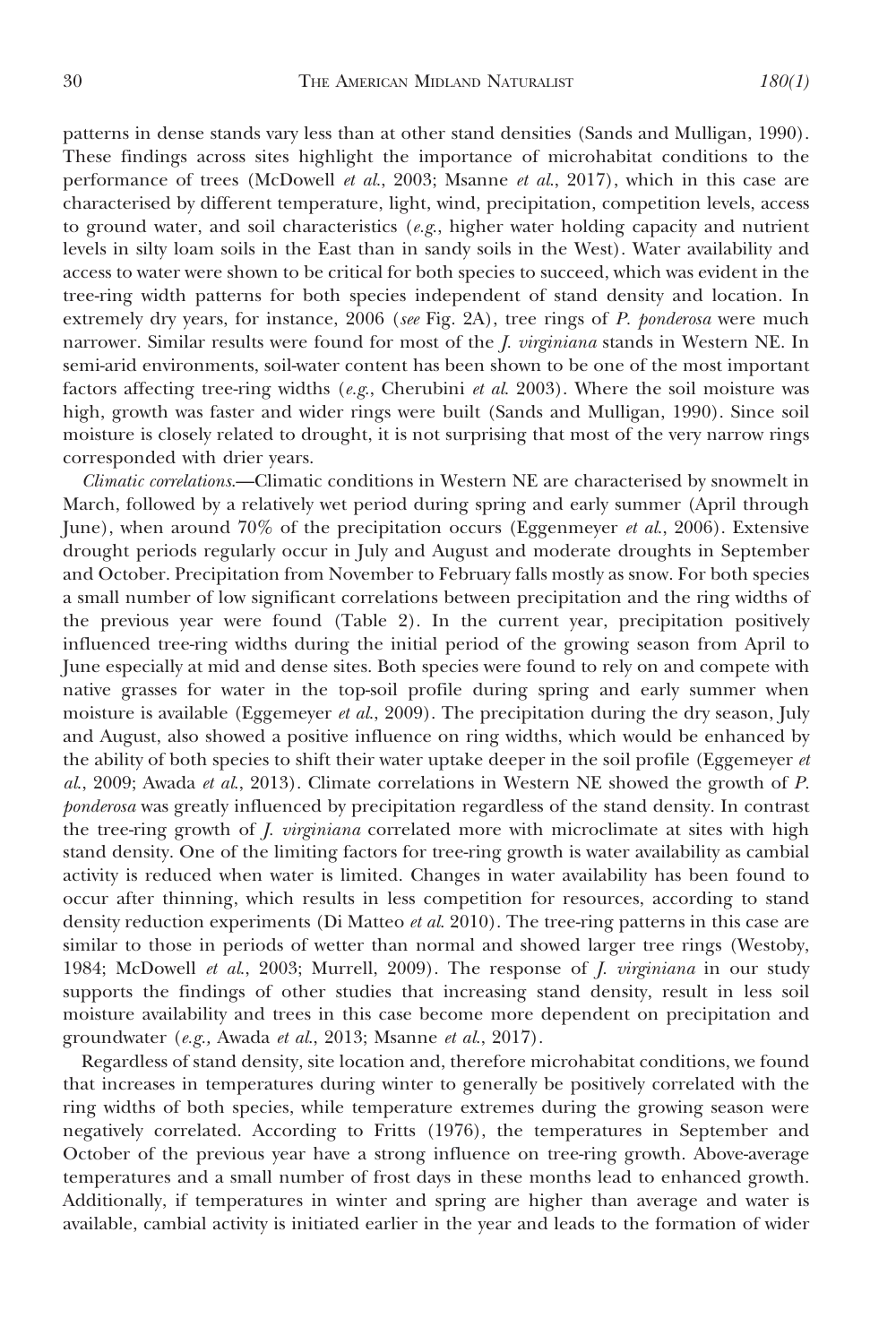patterns in dense stands vary less than at other stand densities (Sands and Mulligan, 1990). These findings across sites highlight the importance of microhabitat conditions to the performance of trees (McDowell *et al.*, 2003; Msanne *et al.*, 2017), which in this case are characterised by different temperature, light, wind, precipitation, competition levels, access to ground water, and soil characteristics (*e.g.*, higher water holding capacity and nutrient levels in silty loam soils in the East than in sandy soils in the West). Water availability and access to water were shown to be critical for both species to succeed, which was evident in the tree-ring width patterns for both species independent of stand density and location. In extremely dry years, for instance, 2006 (*see* Fig. 2A), tree rings of *P. ponderosa* were much narrower. Similar results were found for most of the *J. virginiana* stands in Western NE. In semi-arid environments, soil-water content has been shown to be one of the most important factors affecting tree-ring widths (*e.g.*, Cherubini *et al.* 2003). Where the soil moisture was high, growth was faster and wider rings were built (Sands and Mulligan, 1990). Since soil moisture is closely related to drought, it is not surprising that most of the very narrow rings corresponded with drier years.

*Climatic correlations.*—Climatic conditions in Western NE are characterised by snowmelt in March, followed by a relatively wet period during spring and early summer (April through June), when around 70% of the precipitation occurs (Eggenmeyer *et al.*, 2006). Extensive drought periods regularly occur in July and August and moderate droughts in September and October. Precipitation from November to February falls mostly as snow. For both species a small number of low significant correlations between precipitation and the ring widths of the previous year were found (Table 2). In the current year, precipitation positively influenced tree-ring widths during the initial period of the growing season from April to June especially at mid and dense sites. Both species were found to rely on and compete with native grasses for water in the top-soil profile during spring and early summer when moisture is available (Eggemeyer *et al.*, 2009). The precipitation during the dry season, July and August, also showed a positive influence on ring widths, which would be enhanced by the ability of both species to shift their water uptake deeper in the soil profile (Eggemeyer *et al.*, 2009; Awada *et al.*, 2013). Climate correlations in Western NE showed the growth of *P. ponderosa* was greatly influenced by precipitation regardless of the stand density. In contrast the tree-ring growth of *J. virginiana* correlated more with microclimate at sites with high stand density. One of the limiting factors for tree-ring growth is water availability as cambial activity is reduced when water is limited. Changes in water availability has been found to occur after thinning, which results in less competition for resources, according to stand density reduction experiments (Di Matteo *et al.* 2010). The tree-ring patterns in this case are similar to those in periods of wetter than normal and showed larger tree rings (Westoby, 1984; McDowell *et al.*, 2003; Murrell, 2009). The response of *J. virginiana* in our study supports the findings of other studies that increasing stand density, result in less soil moisture availability and trees in this case become more dependent on precipitation and groundwater (*e.g.,* Awada *et al.*, 2013; Msanne *et al.*, 2017).

Regardless of stand density, site location and, therefore microhabitat conditions, we found that increases in temperatures during winter to generally be positively correlated with the ring widths of both species, while temperature extremes during the growing season were negatively correlated. According to Fritts (1976), the temperatures in September and October of the previous year have a strong influence on tree-ring growth. Above-average temperatures and a small number of frost days in these months lead to enhanced growth. Additionally, if temperatures in winter and spring are higher than average and water is available, cambial activity is initiated earlier in the year and leads to the formation of wider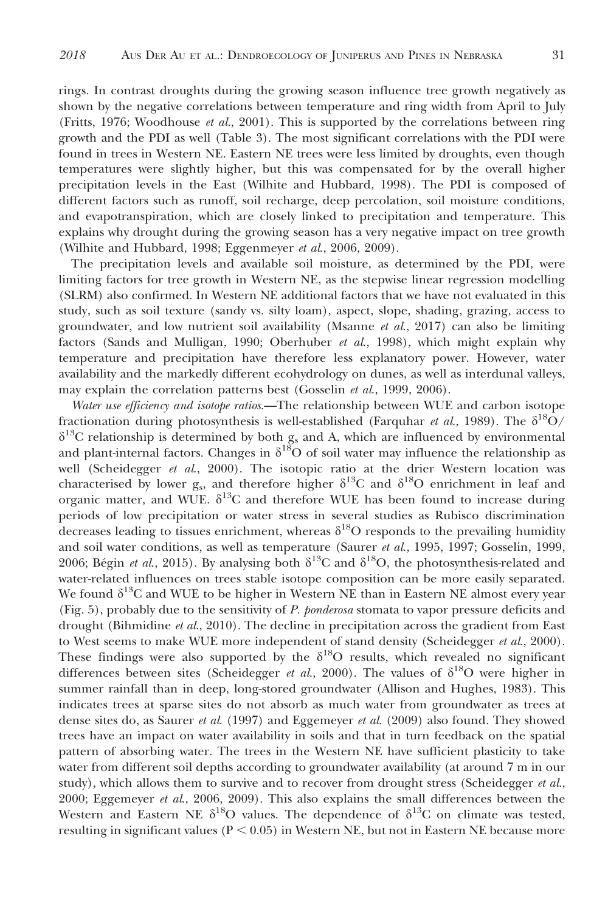rings. In contrast droughts during the growing season influence tree growth negatively as shown by the negative correlations between temperature and ring width from April to July (Fritts, 1976; Woodhouse *et al.*, 2001). This is supported by the correlations between ring growth and the PDI as well (Table 3). The most significant correlations with the PDI were found in trees in Western NE. Eastern NE trees were less limited by droughts, even though temperatures were slightly higher, but this was compensated for by the overall higher precipitation levels in the East (Wilhite and Hubbard, 1998). The PDI is composed of different factors such as runoff, soil recharge, deep percolation, soil moisture conditions, and evapotranspiration, which are closely linked to precipitation and temperature. This explains why drought during the growing season has a very negative impact on tree growth (Wilhite and Hubbard, 1998; Eggenmeyer *et al.*, 2006, 2009).

The precipitation levels and available soil moisture, as determined by the PDI, were limiting factors for tree growth in Western NE, as the stepwise linear regression modelling (SLRM) also confirmed. In Western NE additional factors that we have not evaluated in this study, such as soil texture (sandy vs. silty loam), aspect, slope, shading, grazing, access to groundwater, and low nutrient soil availability (Msanne *et al.*, 2017) can also be limiting factors (Sands and Mulligan, 1990; Oberhuber *et al.*, 1998), which might explain why temperature and precipitation have therefore less explanatory power. However, water availability and the markedly different ecohydrology on dunes, as well as interdunal valleys, may explain the correlation patterns best (Gosselin *et al.*, 1999, 2006).

*Water use efficiency and isotope ratios.*—The relationship between WUE and carbon isotope fractionation during photosynthesis is well-established (Farquhar *et al.*, 1989). The $\delta^{18}O/\delta^{13}C$ relationship is determined by both $g_s$ and A, which are influenced by environmental and plant-internal factors. Changes in $\delta^{18}O$ of soil water may influence the relationship as well (Scheidegger *et al.*, 2000). The isotopic ratio at the drier Western location was characterised by lower $g_s$, and therefore higher $\delta^{13}C$ and $\delta^{18}O$ enrichment in leaf and organic matter, and WUE. $\delta^{13}C$ and therefore WUE has been found to increase during periods of low precipitation or water stress in several studies as Rubisco discrimination decreases leading to tissues enrichment, whereas $\delta^{18}O$ responds to the prevailing humidity and soil water conditions, as well as temperature (Saurer *et al.*, 1995, 1997; Gosselin, 1999, 2006; Bégin *et al.*, 2015). By analysing both $\delta^{13}C$ and $\delta^{18}O$, the photosynthesis-related and water-related influences on trees stable isotope composition can be more easily separated. We found $\delta^{13}C$ and WUE to be higher in Western NE than in Eastern NE almost every year (Fig. 5), probably due to the sensitivity of *P. ponderosa* stomata to vapor pressure deficits and drought (Bihmidine *et al.*, 2010). The decline in precipitation across the gradient from East to West seems to make WUE more independent of stand density (Scheidegger *et al.*, 2000). These findings were also supported by the $\delta^{18}O$ results, which revealed no significant differences between sites (Scheidegger *et al.*, 2000). The values of $\delta^{18}O$ were higher in summer rainfall than in deep, long-stored groundwater (Allison and Hughes, 1983). This indicates trees at sparse sites do not absorb as much water from groundwater as trees at dense sites do, as Saurer *et al.* (1997) and Eggemeyer *et al.* (2009) also found. They showed trees have an impact on water availability in soils and that in turn feedback on the spatial pattern of absorbing water. The trees in the Western NE have sufficient plasticity to take water from different soil depths according to groundwater availability (at around 7 m in our study), which allows them to survive and to recover from drought stress (Scheidegger *et al.*, 2000; Eggemeyer *et al.*, 2006, 2009). This also explains the small differences between the Western and Eastern NE $\delta^{18}O$ values. The dependence of $\delta^{13}C$ on climate was tested, resulting in significant values ($P < 0.05$) in Western NE, but not in Eastern NE because more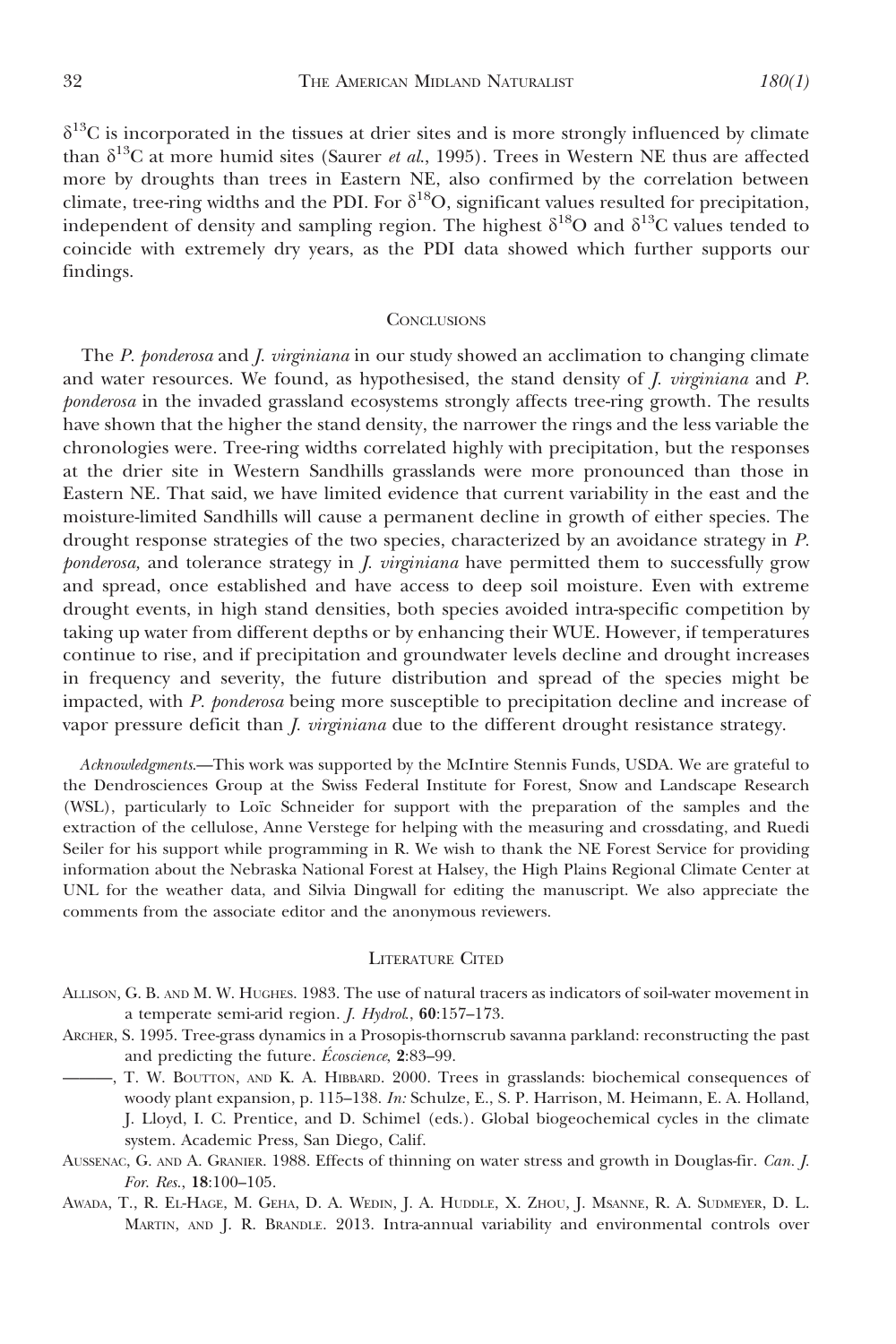$\delta^{13}C$ is incorporated in the tissues at drier sites and is more strongly influenced by climate than $\delta^{13}C$ at more humid sites (Saurer *et al.*, 1995). Trees in Western NE thus are affected more by droughts than trees in Eastern NE, also confirmed by the correlation between climate, tree-ring widths and the PDI. For $\delta^{18}O$, significant values resulted for precipitation, independent of density and sampling region. The highest $\delta^{18}O$ and $\delta^{13}C$ values tended to coincide with extremely dry years, as the PDI data showed which further supports our findings.

## Conclusions

The *P. ponderosa* and *J. virginiana* in our study showed an acclimation to changing climate and water resources. We found, as hypothesised, the stand density of *J. virginiana* and *P. ponderosa* in the invaded grassland ecosystems strongly affects tree-ring growth. The results have shown that the higher the stand density, the narrower the rings and the less variable the chronologies were. Tree-ring widths correlated highly with precipitation, but the responses at the drier site in Western Sandhills grasslands were more pronounced than those in Eastern NE. That said, we have limited evidence that current variability in the east and the moisture-limited Sandhills will cause a permanent decline in growth of either species. The drought response strategies of the two species, characterized by an avoidance strategy in *P. ponderosa,* and tolerance strategy in *J. virginiana* have permitted them to successfully grow and spread, once established and have access to deep soil moisture. Even with extreme drought events, in high stand densities, both species avoided intra-specific competition by taking up water from different depths or by enhancing their WUE. However, if temperatures continue to rise, and if precipitation and groundwater levels decline and drought increases in frequency and severity, the future distribution and spread of the species might be impacted, with *P. ponderosa* being more susceptible to precipitation decline and increase of vapor pressure deficit than *J. virginiana* due to the different drought resistance strategy.

*Acknowledgments*.—This work was supported by the McIntire Stennis Funds, USDA. We are grateful to the Dendrosciences Group at the Swiss Federal Institute for Forest, Snow and Landscape Research (WSL), particularly to Loïc Schneider for support with the preparation of the samples and the extraction of the cellulose, Anne Verstege for helping with the measuring and crossdating, and Ruedi Seiler for his support while programming in R. We wish to thank the NE Forest Service for providing information about the Nebraska National Forest at Halsey, the High Plains Regional Climate Center at UNL for the weather data, and Silvia Dingwall for editing the manuscript. We also appreciate the comments from the associate editor and the anonymous reviewers.

## Literature Cited

Allison, G. B. and M. W. Hughes. 1983. The use of natural tracers as indicators of soil-water movement in a temperate semi-arid region. *J. Hydrol.*, **60**:157–173.

Archer, S. 1995. Tree-grass dynamics in a Prosopis-thornscrub savanna parkland: reconstructing the past and predicting the future. *Écoscience*, **2**:83–99.

———, T. W. Boutton, and K. A. Hibbard. 2000. Trees in grasslands: biochemical consequences of woody plant expansion, p. 115–138. *In:* Schulze, E., S. P. Harrison, M. Heimann, E. A. Holland, J. Lloyd, I. C. Prentice, and D. Schimel (eds.). Global biogeochemical cycles in the climate system. Academic Press, San Diego, Calif.

Aussenac, G. and A. Granier. 1988. Effects of thinning on water stress and growth in Douglas-fir. *Can. J. For. Res.*, **18**:100–105.

Awada, T., R. El-Hage, M. Geha, D. A. Wedin, J. A. Huddle, X. Zhou, J. Msanne, R. A. Sudmeyer, D. L. Martin, and J. R. Brandle. 2013. Intra-annual variability and environmental controls over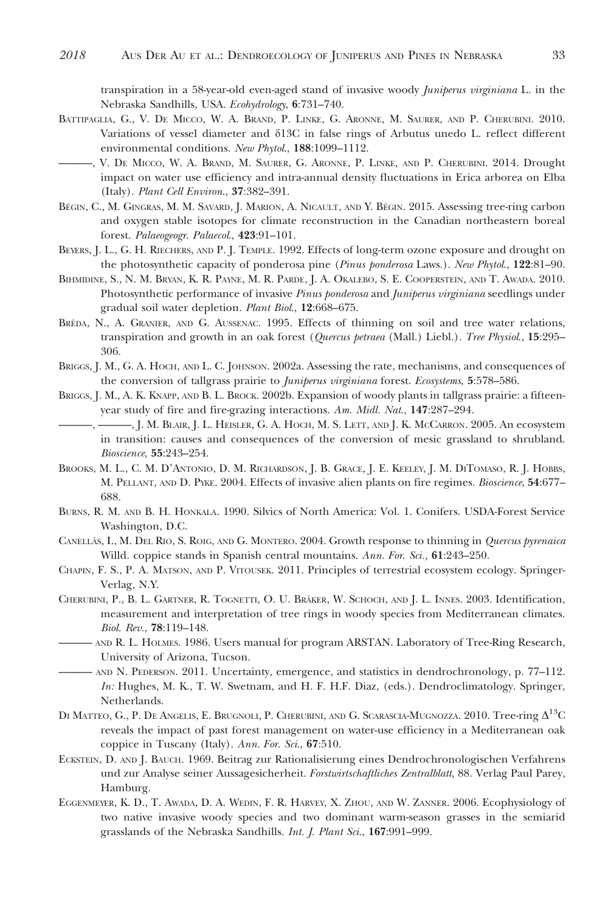transpiration in a 58-year-old even-aged stand of invasive woody *Juniperus virginiana* L. in the Nebraska Sandhills, USA. *Ecohydrology*, **6**:731–740.

Battipaglia, G., V. De Micco, W. A. Brand, P. Linke, G. Aronne, M. Saurer, and P. Cherubini. 2010. Variations of vessel diameter and δ13C in false rings of Arbutus unedo L. reflect different environmental conditions. *New Phytol.*, **188**:1099–1112.

———, V. De Micco, W. A. Brand, M. Saurer, G. Aronne, P. Linke, and P. Cherubini. 2014. Drought impact on water use efficiency and intra-annual density fluctuations in Erica arborea on Elba (Italy). *Plant Cell Environ.*, **37**:382–391.

Bégin, C., M. Gingras, M. M. Savard, J. Marion, A. Nicault, and Y. Bégin. 2015. Assessing tree-ring carbon and oxygen stable isotopes for climate reconstruction in the Canadian northeastern boreal forest. *Palaeogeogr. Palaecol.*, **423**:91–101.

Beyers, J. L., G. H. Riechers, and P. J. Temple. 1992. Effects of long-term ozone exposure and drought on the photosynthetic capacity of ponderosa pine (*Pinus ponderosa* Laws.). *New Phytol.*, **122**:81–90.

Bihmidine, S., N. M. Bryan, K. R. Payne, M. R. Parde, J. A. Okalebo, S. E. Cooperstein, and T. Awada. 2010. Photosynthetic performance of invasive *Pinus ponderosa* and *Juniperus virginiana* seedlings under gradual soil water depletion. *Plant Biol.*, **12**:668–675.

Bréda, N., A. Granier, and G. Aussenac. 1995. Effects of thinning on soil and tree water relations, transpiration and growth in an oak forest (*Quercus petraea* (Mall.) Liebl.). *Tree Physiol.*, **15**:295–306.

Briggs, J. M., G. A. Hoch, and L. C. Johnson. 2002a. Assessing the rate, mechanisms, and consequences of the conversion of tallgrass prairie to *Juniperus virginiana* forest. *Ecosystems*, **5**:578–586.

Briggs, J. M., A. K. Knapp, and B. L. Brock. 2002b. Expansion of woody plants in tallgrass prairie: a fifteen-year study of fire and fire-grazing interactions. *Am. Midl. Nat.*, **147**:287–294.

———, ———, J. M. Blair, J. L. Heisler, G. A. Hoch, M. S. Lett, and J. K. McCarron. 2005. An ecosystem in transition: causes and consequences of the conversion of mesic grassland to shrubland. *Bioscience*, **55**:243–254.

Brooks, M. L., C. M. D'Antonio, D. M. Richardson, J. B. Grace, J. E. Keeley, J. M. DiTomaso, R. J. Hobbs, M. Pellant, and D. Pyke. 2004. Effects of invasive alien plants on fire regimes. *Bioscience*, **54**:677–688.

Burns, R. M. and B. H. Honkala. 1990. Silvics of North America: Vol. 1. Conifers. USDA-Forest Service Washington, D.C.

Canellâs, I., M. Del Rio, S. Roig, and G. Montero. 2004. Growth response to thinning in *Quercus pyrenaica* Willd. coppice stands in Spanish central mountains. *Ann. For. Sci.,* **61**:243–250.

Chapin, F. S., P. A. Matson, and P. Vitousek. 2011. Principles of terrestrial ecosystem ecology. Springer-Verlag, N.Y.

Cherubini, P., B. L. Gartner, R. Tognetti, O. U. Bräker, W. Schoch, and J. L. Innes. 2003. Identification, measurement and interpretation of tree rings in woody species from Mediterranean climates. *Biol. Rev.*, **78**:119–148.

——— and R. L. Holmes. 1986. Users manual for program ARSTAN. Laboratory of Tree-Ring Research, University of Arizona, Tucson.

——— and N. Pederson. 2011. Uncertainty, emergence, and statistics in dendrochronology, p. 77–112. *In:* Hughes, M. K., T. W. Swetnam, and H. F. H.F. Diaz, (eds.). Dendroclimatology. Springer, Netherlands.

Di Matteo, G., P. De Angelis, E. Brugnoli, P. Cherubini, and G. Scarascia-Mugnozza. 2010. Tree-ring $\Delta^{13}$C reveals the impact of past forest management on water-use efficiency in a Mediterranean oak coppice in Tuscany (Italy). *Ann. For. Sci.*, **67**:510.

Eckstein, D. and J. Bauch. 1969. Beitrag zur Rationalisierung eines Dendrochronologischen Verfahrens und zur Analyse seiner Aussagesicherheit. *Forstwirtschaftliches Zentralblatt*, 88. Verlag Paul Parey, Hamburg.

Eggenmeyer, K. D., T. Awada, D. A. Wedin, F. R. Harvey, X. Zhou, and W. Zanner. 2006. Ecophysiology of two native invasive woody species and two dominant warm-season grasses in the semiarid grasslands of the Nebraska Sandhills. *Int. J. Plant Sci.*, **167**:991–999.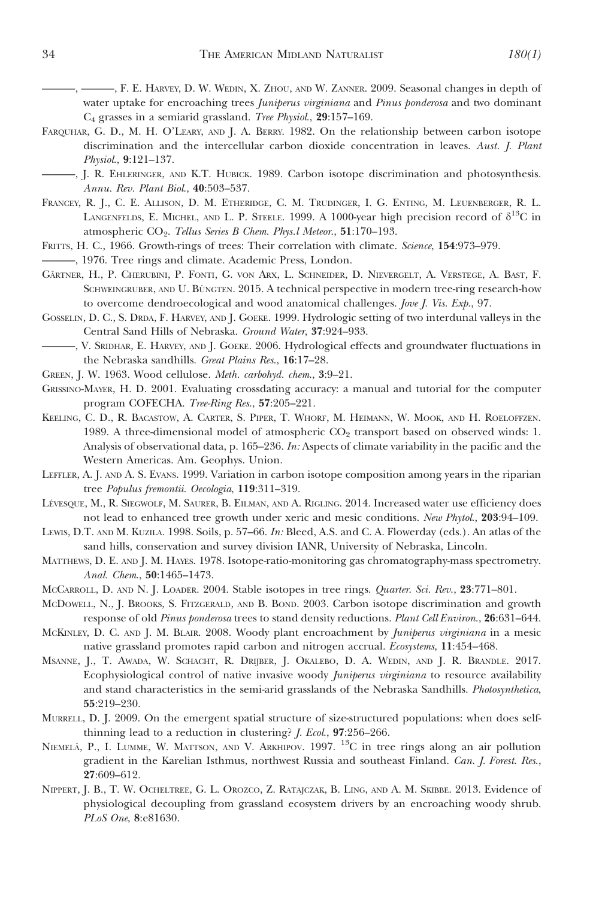———, ———, F. E. Harvey, D. W. Wedin, X. Zhou, and W. Zanner. 2009. Seasonal changes in depth of water uptake for encroaching trees *Juniperus virginiana* and *Pinus ponderosa* and two dominant $C_4$ grasses in a semiarid grassland. *Tree Physiol.*, **29**:157–169.

Farquhar, G. D., M. H. O'Leary, and J. A. Berry. 1982. On the relationship between carbon isotope discrimination and the intercellular carbon dioxide concentration in leaves. *Aust. J. Plant Physiol.*, **9**:121–137.

———, J. R. Ehleringer, and K.T. Hubick. 1989. Carbon isotope discrimination and photosynthesis. *Annu. Rev. Plant Biol.*, **40**:503–537.

Francey, R. J., C. E. Allison, D. M. Etheridge, C. M. Trudinger, I. G. Enting, M. Leuenberger, R. L. Langenfelds, E. Michel, and L. P. Steele. 1999. A 1000-year high precision record of $\delta^{13}C$ in atmospheric $CO_2$. *Tellus Series B Chem. Phys.l Meteor.*, **51**:170–193.

Fritts, H. C., 1966. Growth-rings of trees: Their correlation with climate. *Science*, **154**:973–979.

———, 1976. Tree rings and climate. Academic Press, London.

Gärtner, H., P. Cherubini, P. Fonti, G. von Arx, L. Schneider, D. Nievergelt, A. Verstege, A. Bast, F. Schweingruber, and U. Büngten. 2015. A technical perspective in modern tree-ring research-how to overcome dendroecological and wood anatomical challenges. *Jove J. Vis. Exp.*, 97.

Gosselin, D. C., S. Drda, F. Harvey, and J. Goeke. 1999. Hydrologic setting of two interdunal valleys in the Central Sand Hills of Nebraska. *Ground Water*, **37**:924–933.

———, V. Sridhar, E. Harvey, and J. Goeke. 2006. Hydrological effects and groundwater fluctuations in the Nebraska sandhills. *Great Plains Res.*, **16**:17–28.

Green, J. W. 1963. Wood cellulose. *Meth. carbohyd. chem.*, **3**:9–21.

Grissino-Mayer, H. D. 2001. Evaluating crossdating accuracy: a manual and tutorial for the computer program COFECHA. *Tree-Ring Res.*, **57**:205–221.

Keeling, C. D., R. Bacastow, A. Carter, S. Piper, T. Whorf, M. Heimann, W. Mook, and H. Roeloffzen. 1989. A three-dimensional model of atmospheric $CO_2$ transport based on observed winds: 1. Analysis of observational data, p. 165–236. *In:* Aspects of climate variability in the pacific and the Western Americas. Am. Geophys. Union.

Leffler, A. J. and A. S. Evans. 1999. Variation in carbon isotope composition among years in the riparian tree *Populus fremontii*. *Oecologia*, **119**:311–319.

Lévesque, M., R. Siegwolf, M. Saurer, B. Eilman, and A. Rigling. 2014. Increased water use efficiency does not lead to enhanced tree growth under xeric and mesic conditions. *New Phytol.*, **203**:94–109.

Lewis, D.T. and M. Kuzila. 1998. Soils, p. 57–66. *In:* Bleed, A.S. and C. A. Flowerday (eds.). An atlas of the sand hills, conservation and survey division IANR, University of Nebraska, Lincoln.

Matthews, D. E. and J. M. Hayes. 1978. Isotope-ratio-monitoring gas chromatography-mass spectrometry. *Anal. Chem.*, **50**:1465–1473.

McCarroll, D. and N. J. Loader. 2004. Stable isotopes in tree rings. *Quarter. Sci. Rev.*, **23**:771–801.

McDowell, N., J. Brooks, S. Fitzgerald, and B. Bond. 2003. Carbon isotope discrimination and growth response of old *Pinus ponderosa* trees to stand density reductions. *Plant Cell Environ.*, **26**:631–644.

McKinley, D. C. and J. M. Blair. 2008. Woody plant encroachment by *Juniperus virginiana* in a mesic native grassland promotes rapid carbon and nitrogen accrual. *Ecosystems*, **11**:454–468.

Msanne, J., T. Awada, W. Schacht, R. Drijber, J. Okalebo, D. A. Wedin, and J. R. Brandle. 2017. Ecophysiological control of native invasive woody *Juniperus virginiana* to resource availability and stand characteristics in the semi-arid grasslands of the Nebraska Sandhills. *Photosynthetica*, **55**:219–230.

Murrell, D. J. 2009. On the emergent spatial structure of size-structured populations: when does self-thinning lead to a reduction in clustering? *J. Ecol.*, **97**:256–266.

Niemelä, P., I. Lumme, W. Mattson, and V. Arkhipov. 1997. $^{13}C$ in tree rings along an air pollution gradient in the Karelian Isthmus, northwest Russia and southeast Finland. *Can. J. Forest. Res.*, **27**:609–612.

Nippert, J. B., T. W. Ocheltree, G. L. Orozco, Z. Ratajczak, B. Ling, and A. M. Skibbe. 2013. Evidence of physiological decoupling from grassland ecosystem drivers by an encroaching woody shrub. *PLoS One*, **8**:e81630.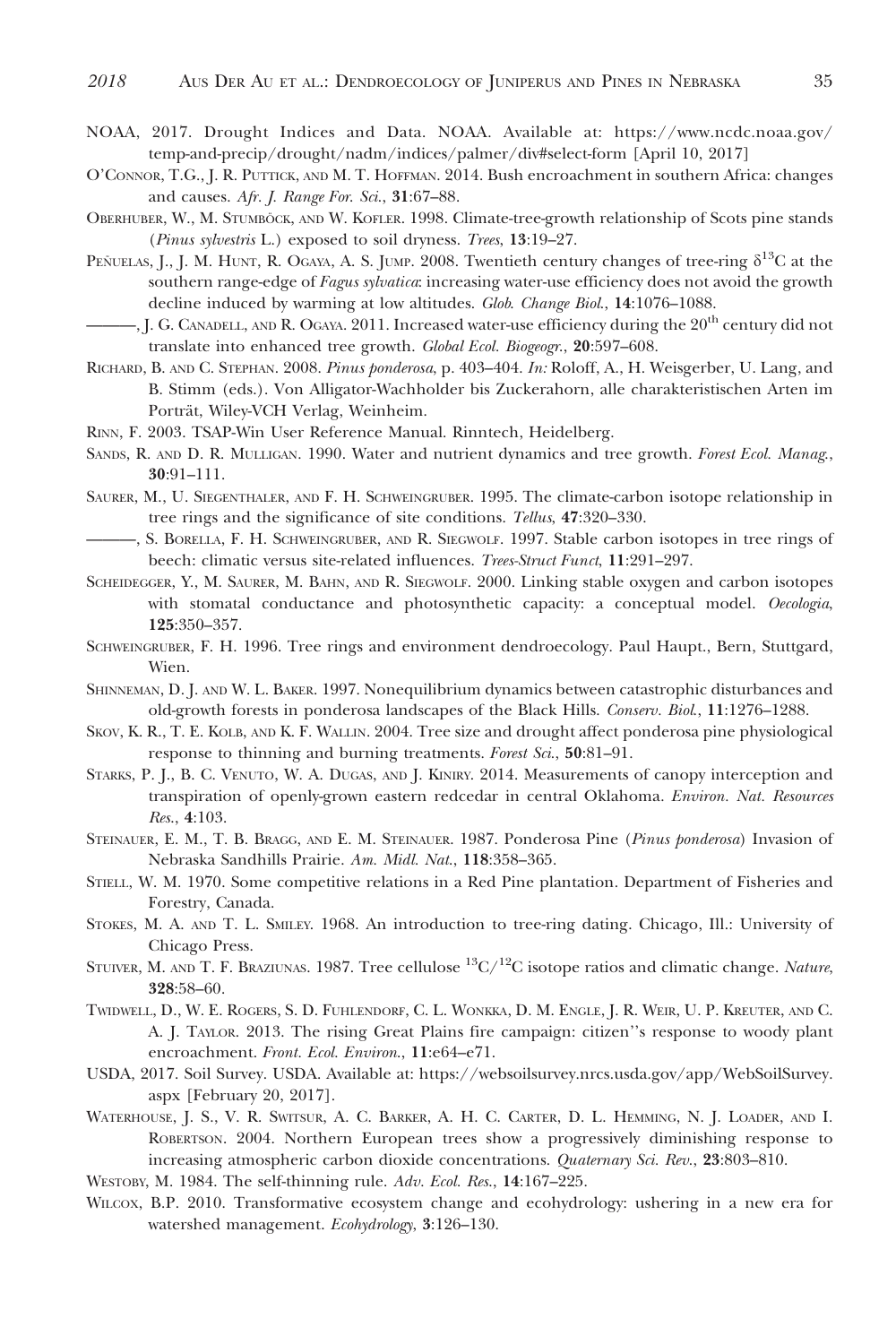NOAA, 2017. Drought Indices and Data. NOAA. Available at: https://www.ncdc.noaa.gov/temp-and-precip/drought/nadm/indices/palmer/div#select-form [April 10, 2017]

O'Connor, T.G., J. R. Puttick, and M. T. Hoffman. 2014. Bush encroachment in southern Africa: changes and causes. *Afr. J. Range For. Sci.*, **31**:67–88.

Oberhuber, W., M. Stumböck, and W. Kofler. 1998. Climate-tree-growth relationship of Scots pine stands (*Pinus sylvestris* L.) exposed to soil dryness. *Trees*, **13**:19–27.

Peñuelas, J., J. M. Hunt, R. Ogaya, A. S. Jump. 2008. Twentieth century changes of tree-ring $\delta^{13}$C at the southern range-edge of *Fagus sylvatica*: increasing water-use efficiency does not avoid the growth decline induced by warming at low altitudes. *Glob. Change Biol.*, **14**:1076–1088.

———, J. G. Canadell, and R. Ogaya. 2011. Increased water-use efficiency during the 20$^{th}$ century did not translate into enhanced tree growth. *Global Ecol. Biogeogr.*, **20**:597–608.

Richard, B. and C. Stephan. 2008. *Pinus ponderosa*, p. 403–404. *In:* Roloff, A., H. Weisgerber, U. Lang, and B. Stimm (eds.). Von Alligator-Wachholder bis Zuckerahorn, alle charakteristischen Arten im Porträt, Wiley-VCH Verlag, Weinheim.

Rinn, F. 2003. TSAP-Win User Reference Manual. Rinntech, Heidelberg.

Sands, R. and D. R. Mulligan. 1990. Water and nutrient dynamics and tree growth. *Forest Ecol. Manag.*, **30**:91–111.

Saurer, M., U. Siegenthaler, and F. H. Schweingruber. 1995. The climate-carbon isotope relationship in tree rings and the significance of site conditions. *Tellus*, **47**:320–330.

———, S. Borella, F. H. Schweingruber, and R. Siegwolf. 1997. Stable carbon isotopes in tree rings of beech: climatic versus site-related influences. *Trees-Struct Funct*, **11**:291–297.

Scheidegger, Y., M. Saurer, M. Bahn, and R. Siegwolf. 2000. Linking stable oxygen and carbon isotopes with stomatal conductance and photosynthetic capacity: a conceptual model. *Oecologia*, **125**:350–357.

Schweingruber, F. H. 1996. Tree rings and environment dendroecology. Paul Haupt., Bern, Stuttgard, Wien.

Shinneman, D. J. and W. L. Baker. 1997. Nonequilibrium dynamics between catastrophic disturbances and old-growth forests in ponderosa landscapes of the Black Hills. *Conserv. Biol.*, **11**:1276–1288.

Skov, K. R., T. E. Kolb, and K. F. Wallin. 2004. Tree size and drought affect ponderosa pine physiological response to thinning and burning treatments. *Forest Sci.*, **50**:81–91.

Starks, P. J., B. C. Venuto, W. A. Dugas, and J. Kiniry. 2014. Measurements of canopy interception and transpiration of openly-grown eastern redcedar in central Oklahoma. *Environ. Nat. Resources Res.*, **4**:103.

Steinauer, E. M., T. B. Bragg, and E. M. Steinauer. 1987. Ponderosa Pine (*Pinus ponderosa*) Invasion of Nebraska Sandhills Prairie. *Am. Midl. Nat.*, **118**:358–365.

Stiell, W. M. 1970. Some competitive relations in a Red Pine plantation. Department of Fisheries and Forestry, Canada.

Stokes, M. A. and T. L. Smiley. 1968. An introduction to tree-ring dating. Chicago, Ill.: University of Chicago Press.

Stuiver, M. and T. F. Braziunas. 1987. Tree cellulose $^{13}$C/$^{12}$C isotope ratios and climatic change. *Nature*, **328**:58–60.

Twidwell, D., W. E. Rogers, S. D. Fuhlendorf, C. L. Wonkka, D. M. Engle, J. R. Weir, U. P. Kreuter, and C. A. J. Taylor. 2013. The rising Great Plains fire campaign: citizen''s response to woody plant encroachment. *Front. Ecol. Environ.*, **11**:e64–e71.

USDA, 2017. Soil Survey. USDA. Available at: https://websoilsurvey.nrcs.usda.gov/app/WebSoilSurvey.aspx [February 20, 2017].

Waterhouse, J. S., V. R. Switsur, A. C. Barker, A. H. C. Carter, D. L. Hemming, N. J. Loader, and I. Robertson. 2004. Northern European trees show a progressively diminishing response to increasing atmospheric carbon dioxide concentrations. *Quaternary Sci. Rev.*, **23**:803–810.

Westoby, M. 1984. The self-thinning rule. *Adv. Ecol. Res.*, **14**:167–225.

Wilcox, B.P. 2010. Transformative ecosystem change and ecohydrology: ushering in a new era for watershed management. *Ecohydrology*, **3**:126–130.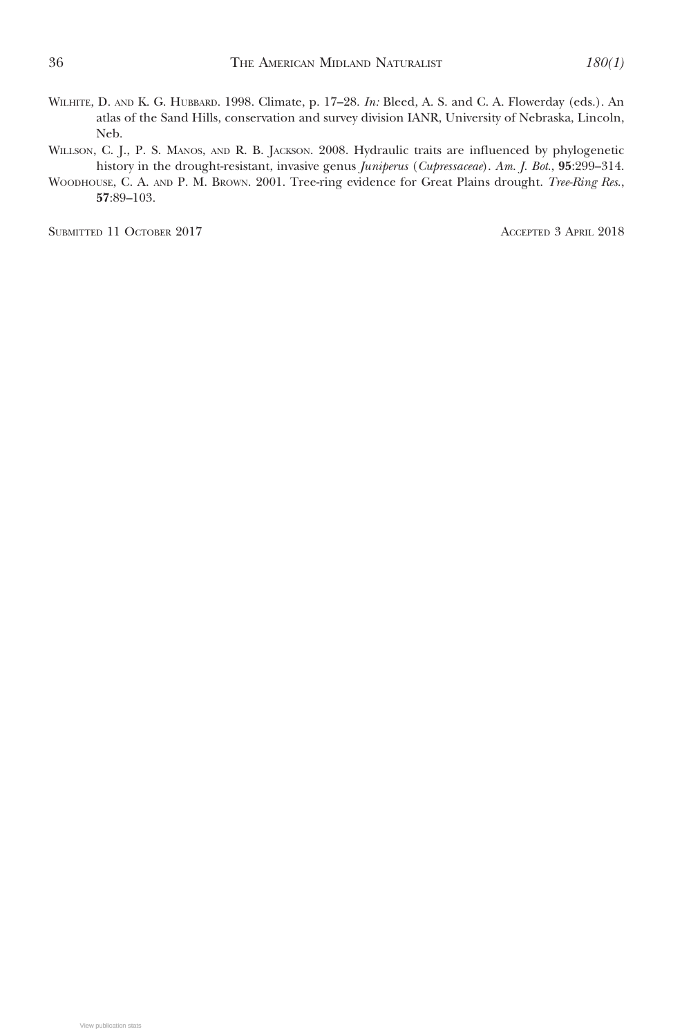WILHITE, D. AND K. G. HUBBARD. 1998. Climate, p. 17–28. *In:* Bleed, A. S. and C. A. Flowerday (eds.). An atlas of the Sand Hills, conservation and survey division IANR, University of Nebraska, Lincoln, Neb.

WILLSON, C. J., P. S. MANOS, AND R. B. JACKSON. 2008. Hydraulic traits are influenced by phylogenetic history in the drought-resistant, invasive genus *Juniperus* (*Cupressaceae*). *Am. J. Bot.*, **95**:299–314.

WOODHOUSE, C. A. AND P. M. BROWN. 2001. Tree-ring evidence for Great Plains drought. *Tree-Ring Res.*, **57**:89–103.

SUBMITTED 11 OCTOBER 2017 ACCEPTED 3 APRIL 2018